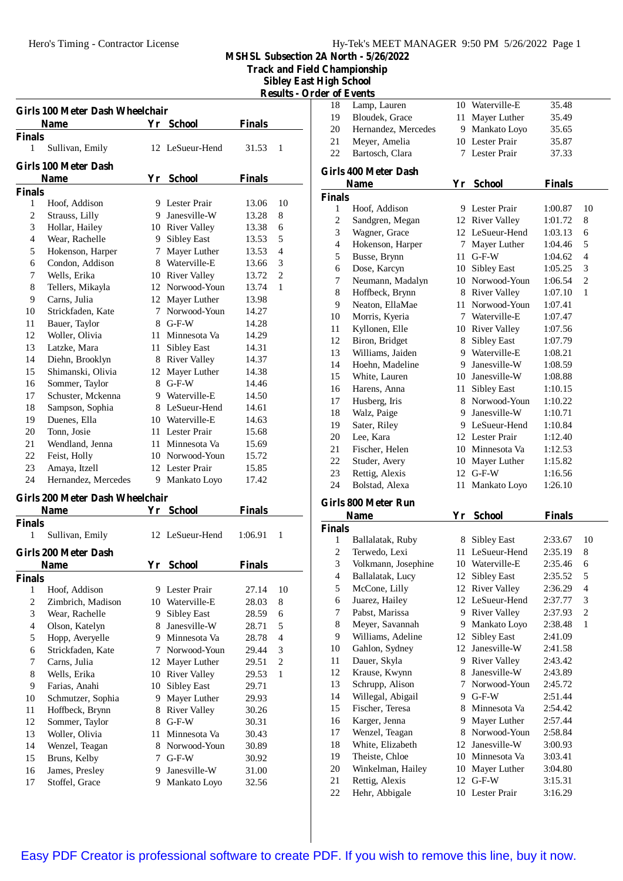# MSHSL Subsection 2A North - 5/26/2022

## Track and Field Championship

## Sibley East High School

## Results - Order of Events

### Girls 100 Meter Dash Wheelchair

| | Name | Yr | School | Finals | |
|---|---|---|---|---|---|
| **Finals** | | | | | |
| 1 | Sullivan, Emily | 12 | LeSueur-Hend | 31.53 | 1 |

### Girls 100 Meter Dash

| | Name | Yr | School | Finals | |
|---|---|---|---|---|---|
| **Finals** | | | | | |
| 1 | Hoof, Addison | 9 | Lester Prair | 13.06 | 10 |
| 2 | Strauss, Lilly | 9 | Janesville-W | 13.28 | 8 |
| 3 | Hollar, Hailey | 10 | River Valley | 13.38 | 6 |
| 4 | Wear, Rachelle | 9 | Sibley East | 13.53 | 5 |
| 5 | Hokenson, Harper | 7 | Mayer Luther | 13.53 | 4 |
| 6 | Condon, Addison | 8 | Waterville-E | 13.66 | 3 |
| 7 | Wells, Erika | 10 | River Valley | 13.72 | 2 |
| 8 | Tellers, Mikayla | 12 | Norwood-Youn | 13.74 | 1 |
| 9 | Carns, Julia | 12 | Mayer Luther | 13.98 | |
| 10 | Strickfaden, Kate | 7 | Norwood-Youn | 14.27 | |
| 11 | Bauer, Taylor | 8 | G-F-W | 14.28 | |
| 12 | Woller, Olivia | 11 | Minnesota Va | 14.29 | |
| 13 | Latzke, Mara | 11 | Sibley East | 14.31 | |
| 14 | Diehn, Brooklyn | 8 | River Valley | 14.37 | |
| 15 | Shimanski, Olivia | 12 | Mayer Luther | 14.38 | |
| 16 | Sommer, Taylor | 8 | G-F-W | 14.46 | |
| 17 | Schuster, Mckenna | 9 | Waterville-E | 14.50 | |
| 18 | Sampson, Sophia | 8 | LeSueur-Hend | 14.61 | |
| 19 | Duenes, Ella | 10 | Waterville-E | 14.63 | |
| 20 | Tonn, Josie | 11 | Lester Prair | 15.68 | |
| 21 | Wendland, Jenna | 11 | Minnesota Va | 15.69 | |
| 22 | Feist, Holly | 10 | Norwood-Youn | 15.72 | |
| 23 | Amaya, Itzell | 12 | Lester Prair | 15.85 | |
| 24 | Hernandez, Mercedes | 9 | Mankato Loyo | 17.42 | |

### Girls 200 Meter Dash Wheelchair

| | Name | Yr | School | Finals | |
|---|---|---|---|---|---|
| **Finals** | | | | | |
| 1 | Sullivan, Emily | 12 | LeSueur-Hend | 1:06.91 | 1 |

### Girls 200 Meter Dash

| | Name | Yr | School | Finals | |
|---|---|---|---|---|---|
| **Finals** | | | | | |
| 1 | Hoof, Addison | 9 | Lester Prair | 27.14 | 10 |
| 2 | Zimbrich, Madison | 10 | Waterville-E | 28.03 | 8 |
| 3 | Wear, Rachelle | 9 | Sibley East | 28.59 | 6 |
| 4 | Olson, Katelyn | 8 | Janesville-W | 28.71 | 5 |
| 5 | Hopp, Averyelle | 9 | Minnesota Va | 28.78 | 4 |
| 6 | Strickfaden, Kate | 7 | Norwood-Youn | 29.44 | 3 |
| 7 | Carns, Julia | 12 | Mayer Luther | 29.51 | 2 |
| 8 | Wells, Erika | 10 | River Valley | 29.53 | 1 |
| 9 | Farias, Anahi | 10 | Sibley East | 29.71 | |
| 10 | Schmutzer, Sophia | 9 | Mayer Luther | 29.93 | |
| 11 | Hoffbeck, Brynn | 8 | River Valley | 30.26 | |
| 12 | Sommer, Taylor | 8 | G-F-W | 30.31 | |
| 13 | Woller, Olivia | 11 | Minnesota Va | 30.43 | |
| 14 | Wenzel, Teagan | 8 | Norwood-Youn | 30.89 | |
| 15 | Bruns, Kelby | 7 | G-F-W | 30.92 | |
| 16 | James, Presley | 9 | Janesville-W | 31.00 | |
| 17 | Stoffel, Grace | 9 | Mankato Loyo | 32.56 | |
| 18 | Lamp, Lauren | 10 | Waterville-E | 35.48 | |
| 19 | Bloudek, Grace | 11 | Mayer Luther | 35.49 | |
| 20 | Hernandez, Mercedes | 9 | Mankato Loyo | 35.65 | |
| 21 | Meyer, Amelia | 10 | Lester Prair | 35.87 | |
| 22 | Bartosch, Clara | 7 | Lester Prair | 37.33 | |

### Girls 400 Meter Dash

| | Name | Yr | School | Finals | |
|---|---|---|---|---|---|
| **Finals** | | | | | |
| 1 | Hoof, Addison | 9 | Lester Prair | 1:00.87 | 10 |
| 2 | Sandgren, Megan | 12 | River Valley | 1:01.72 | 8 |
| 3 | Wagner, Grace | 12 | LeSueur-Hend | 1:03.13 | 6 |
| 4 | Hokenson, Harper | 7 | Mayer Luther | 1:04.46 | 5 |
| 5 | Busse, Brynn | 11 | G-F-W | 1:04.62 | 4 |
| 6 | Dose, Karcyn | 10 | Sibley East | 1:05.25 | 3 |
| 7 | Neumann, Madalyn | 10 | Norwood-Youn | 1:06.54 | 2 |
| 8 | Hoffbeck, Brynn | 8 | River Valley | 1:07.10 | 1 |
| 9 | Neaton, EllaMae | 11 | Norwood-Youn | 1:07.41 | |
| 10 | Morris, Kyeria | 7 | Waterville-E | 1:07.47 | |
| 11 | Kyllonen, Elle | 10 | River Valley | 1:07.56 | |
| 12 | Biron, Bridget | 8 | Sibley East | 1:07.79 | |
| 13 | Williams, Jaiden | 9 | Waterville-E | 1:08.21 | |
| 14 | Hoehn, Madeline | 9 | Janesville-W | 1:08.59 | |
| 15 | White, Lauren | 10 | Janesville-W | 1:08.88 | |
| 16 | Harens, Anna | 11 | Sibley East | 1:10.15 | |
| 17 | Husberg, Iris | 8 | Norwood-Youn | 1:10.22 | |
| 18 | Walz, Paige | 9 | Janesville-W | 1:10.71 | |
| 19 | Sater, Riley | 9 | LeSueur-Hend | 1:10.84 | |
| 20 | Lee, Kara | 12 | Lester Prair | 1:12.40 | |
| 21 | Fischer, Helen | 10 | Minnesota Va | 1:12.53 | |
| 22 | Studer, Avery | 10 | Mayer Luther | 1:15.82 | |
| 23 | Rettig, Alexis | 12 | G-F-W | 1:16.56 | |
| 24 | Bolstad, Alexa | 11 | Mankato Loyo | 1:26.10 | |

### Girls 800 Meter Run

| | Name | Yr | School | Finals | |
|---|---|---|---|---|---|
| **Finals** | | | | | |
| 1 | Ballalatak, Ruby | 8 | Sibley East | 2:33.67 | 10 |
| 2 | Terwedo, Lexi | 11 | LeSueur-Hend | 2:35.19 | 8 |
| 3 | Volkmann, Josephine | 10 | Waterville-E | 2:35.46 | 6 |
| 4 | Ballalatak, Lucy | 12 | Sibley East | 2:35.52 | 5 |
| 5 | McCone, Lilly | 12 | River Valley | 2:36.29 | 4 |
| 6 | Juarez, Hailey | 12 | LeSueur-Hend | 2:37.77 | 3 |
| 7 | Pabst, Marissa | 9 | River Valley | 2:37.93 | 2 |
| 8 | Meyer, Savannah | 9 | Mankato Loyo | 2:38.48 | 1 |
| 9 | Williams, Adeline | 12 | Sibley East | 2:41.09 | |
| 10 | Gahlon, Sydney | 12 | Janesville-W | 2:41.58 | |
| 11 | Dauer, Skyla | 9 | River Valley | 2:43.42 | |
| 12 | Krause, Kwynn | 8 | Janesville-W | 2:43.89 | |
| 13 | Schrupp, Alison | 7 | Norwood-Youn | 2:45.72 | |
| 14 | Willegal, Abigail | 9 | G-F-W | 2:51.44 | |
| 15 | Fischer, Teresa | 8 | Minnesota Va | 2:54.42 | |
| 16 | Karger, Jenna | 9 | Mayer Luther | 2:57.44 | |
| 17 | Wenzel, Teagan | 8 | Norwood-Youn | 2:58.84 | |
| 18 | White, Elizabeth | 12 | Janesville-W | 3:00.93 | |
| 19 | Theiste, Chloe | 10 | Minnesota Va | 3:03.41 | |
| 20 | Winkelman, Hailey | 10 | Mayer Luther | 3:04.80 | |
| 21 | Rettig, Alexis | 12 | G-F-W | 3:15.31 | |
| 22 | Hehr, Abbigale | 10 | Lester Prair | 3:16.29 | |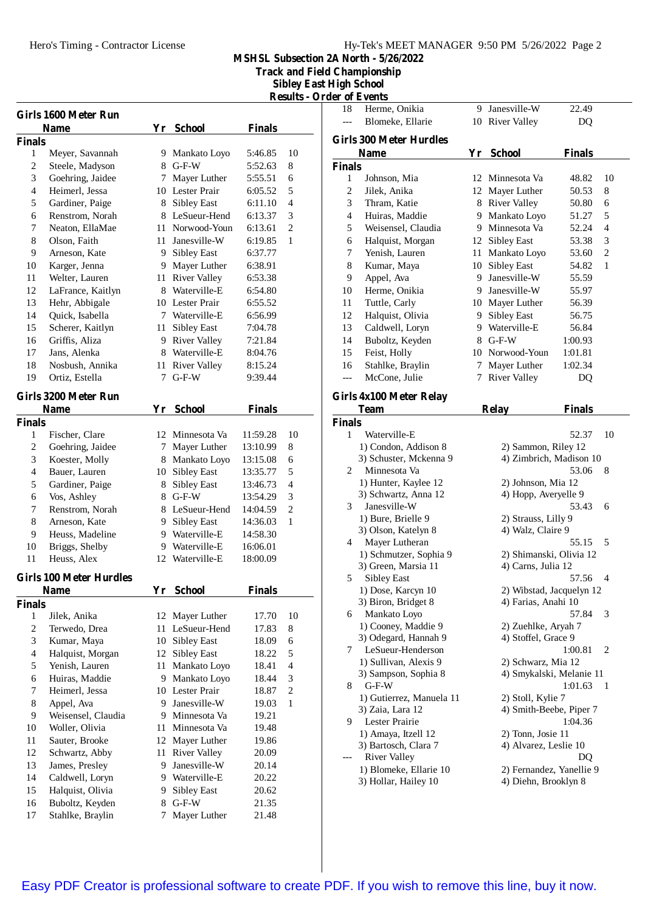# MSHSL Subsection 2A North - 5/26/2022
## Track and Field Championship
### Sibley East High School
### Results - Order of Events

## Girls 1600 Meter Run

**Finals**

| | Name | Yr | School | Finals | |
|---|---|---|---|---|---|
| 1 | Meyer, Savannah | 9 | Mankato Loyo | 5:46.85 | 10 |
| 2 | Steele, Madyson | 8 | G-F-W | 5:52.63 | 8 |
| 3 | Goehring, Jaidee | 7 | Mayer Luther | 5:55.51 | 6 |
| 4 | Heimerl, Jessa | 10 | Lester Prair | 6:05.52 | 5 |
| 5 | Gardiner, Paige | 8 | Sibley East | 6:11.10 | 4 |
| 6 | Renstrom, Norah | 8 | LeSueur-Hend | 6:13.37 | 3 |
| 7 | Neaton, EllaMae | 11 | Norwood-Youn | 6:13.61 | 2 |
| 8 | Olson, Faith | 11 | Janesville-W | 6:19.85 | 1 |
| 9 | Arneson, Kate | 9 | Sibley East | 6:37.77 | |
| 10 | Karger, Jenna | 9 | Mayer Luther | 6:38.91 | |
| 11 | Welter, Lauren | 11 | River Valley | 6:53.38 | |
| 12 | LaFrance, Kaitlyn | 8 | Waterville-E | 6:54.80 | |
| 13 | Hehr, Abbigale | 10 | Lester Prair | 6:55.52 | |
| 14 | Quick, Isabella | 7 | Waterville-E | 6:56.99 | |
| 15 | Scherer, Kaitlyn | 11 | Sibley East | 7:04.78 | |
| 16 | Griffis, Aliza | 9 | River Valley | 7:21.84 | |
| 17 | Jans, Alenka | 8 | Waterville-E | 8:04.76 | |
| 18 | Nosbush, Annika | 11 | River Valley | 8:15.24 | |
| 19 | Ortiz, Estella | 7 | G-F-W | 9:39.44 | |

## Girls 3200 Meter Run

**Finals**

| | Name | Yr | School | Finals | |
|---|---|---|---|---|---|
| 1 | Fischer, Clare | 12 | Minnesota Va | 11:59.28 | 10 |
| 2 | Goehring, Jaidee | 7 | Mayer Luther | 13:10.99 | 8 |
| 3 | Koester, Molly | 8 | Mankato Loyo | 13:15.08 | 6 |
| 4 | Bauer, Lauren | 10 | Sibley East | 13:35.77 | 5 |
| 5 | Gardiner, Paige | 8 | Sibley East | 13:46.73 | 4 |
| 6 | Vos, Ashley | 8 | G-F-W | 13:54.29 | 3 |
| 7 | Renstrom, Norah | 8 | LeSueur-Hend | 14:04.59 | 2 |
| 8 | Arneson, Kate | 9 | Sibley East | 14:36.03 | 1 |
| 9 | Heuss, Madeline | 9 | Waterville-E | 14:58.30 | |
| 10 | Briggs, Shelby | 9 | Waterville-E | 16:06.01 | |
| 11 | Heuss, Alex | 12 | Waterville-E | 18:00.09 | |

## Girls 100 Meter Hurdles

**Finals**

| | Name | Yr | School | Finals | |
|---|---|---|---|---|---|
| 1 | Jilek, Anika | 12 | Mayer Luther | 17.70 | 10 |
| 2 | Terwedo, Drea | 11 | LeSueur-Hend | 17.83 | 8 |
| 3 | Kumar, Maya | 10 | Sibley East | 18.09 | 6 |
| 4 | Halquist, Morgan | 12 | Sibley East | 18.22 | 5 |
| 5 | Yenish, Lauren | 11 | Mankato Loyo | 18.41 | 4 |
| 6 | Huiras, Maddie | 9 | Mankato Loyo | 18.44 | 3 |
| 7 | Heimerl, Jessa | 10 | Lester Prair | 18.87 | 2 |
| 8 | Appel, Ava | 9 | Janesville-W | 19.03 | 1 |
| 9 | Weisensel, Claudia | 9 | Minnesota Va | 19.21 | |
| 10 | Woller, Olivia | 11 | Minnesota Va | 19.48 | |
| 11 | Sauter, Brooke | 12 | Mayer Luther | 19.86 | |
| 12 | Schwartz, Abby | 11 | River Valley | 20.09 | |
| 13 | James, Presley | 9 | Janesville-W | 20.14 | |
| 14 | Caldwell, Loryn | 9 | Waterville-E | 20.22 | |
| 15 | Halquist, Olivia | 9 | Sibley East | 20.62 | |
| 16 | Buboltz, Keyden | 8 | G-F-W | 21.35 | |
| 17 | Stahlke, Braylin | 7 | Mayer Luther | 21.48 | |
| 18 | Herme, Onikia | 9 | Janesville-W | 22.49 | |
| --- | Blomeke, Ellarie | 10 | River Valley | DQ | |

## Girls 300 Meter Hurdles

**Finals**

| | Name | Yr | School | Finals | |
|---|---|---|---|---|---|
| 1 | Johnson, Mia | 12 | Minnesota Va | 48.82 | 10 |
| 2 | Jilek, Anika | 12 | Mayer Luther | 50.53 | 8 |
| 3 | Thram, Katie | 8 | River Valley | 50.80 | 6 |
| 4 | Huiras, Maddie | 9 | Mankato Loyo | 51.27 | 5 |
| 5 | Weisensel, Claudia | 9 | Minnesota Va | 52.24 | 4 |
| 6 | Halquist, Morgan | 12 | Sibley East | 53.38 | 3 |
| 7 | Yenish, Lauren | 11 | Mankato Loyo | 53.60 | 2 |
| 8 | Kumar, Maya | 10 | Sibley East | 54.82 | 1 |
| 9 | Appel, Ava | 9 | Janesville-W | 55.59 | |
| 10 | Herme, Onikia | 9 | Janesville-W | 55.97 | |
| 11 | Tuttle, Carly | 10 | Mayer Luther | 56.39 | |
| 12 | Halquist, Olivia | 9 | Sibley East | 56.75 | |
| 13 | Caldwell, Loryn | 9 | Waterville-E | 56.84 | |
| 14 | Buboltz, Keyden | 8 | G-F-W | 1:00.93 | |
| 15 | Feist, Holly | 10 | Norwood-Youn | 1:01.81 | |
| 16 | Stahlke, Braylin | 7 | Mayer Luther | 1:02.34 | |
| --- | McCone, Julie | 7 | River Valley | DQ | |

## Girls 4x100 Meter Relay

**Finals**

| | Team | Relay | Finals | |
|---|---|---|---|---|
| 1 | Waterville-E | | 52.37 | 10 |
| | 1) Condon, Addison 8 | 2) Sammon, Riley 12 | | |
| | 3) Schuster, Mckenna 9 | 4) Zimbrich, Madison 10 | | |
| 2 | Minnesota Va | | 53.06 | 8 |
| | 1) Hunter, Kaylee 12 | 2) Johnson, Mia 12 | | |
| | 3) Schwartz, Anna 12 | 4) Hopp, Averyelle 9 | | |
| 3 | Janesville-W | | 53.43 | 6 |
| | 1) Bure, Brielle 9 | 2) Strauss, Lilly 9 | | |
| | 3) Olson, Katelyn 8 | 4) Walz, Claire 9 | | |
| 4 | Mayer Lutheran | | 55.15 | 5 |
| | 1) Schmutzer, Sophia 9 | 2) Shimanski, Olivia 12 | | |
| | 3) Green, Marsia 11 | 4) Carns, Julia 12 | | |
| 5 | Sibley East | | 57.56 | 4 |
| | 1) Dose, Karcyn 10 | 2) Wibstad, Jacquelyn 12 | | |
| | 3) Biron, Bridget 8 | 4) Farias, Anahi 10 | | |
| 6 | Mankato Loyo | | 57.84 | 3 |
| | 1) Cooney, Maddie 9 | 2) Zuehlke, Aryah 7 | | |
| | 3) Odegard, Hannah 9 | 4) Stoffel, Grace 9 | | |
| 7 | LeSueur-Henderson | | 1:00.81 | 2 |
| | 1) Sullivan, Alexis 9 | 2) Schwarz, Mia 12 | | |
| | 3) Sampson, Sophia 8 | 4) Smykalski, Melanie 11 | | |
| 8 | G-F-W | | 1:01.63 | 1 |
| | 1) Gutierrez, Manuela 11 | 2) Stoll, Kylie 7 | | |
| | 3) Zaia, Lara 12 | 4) Smith-Beebe, Piper 7 | | |
| 9 | Lester Prairie | | 1:04.36 | |
| | 1) Amaya, Itzell 12 | 2) Tonn, Josie 11 | | |
| | 3) Bartosch, Clara 7 | 4) Alvarez, Leslie 10 | | |
| --- | River Valley | | DQ | |
| | 1) Blomeke, Ellarie 10 | 2) Fernandez, Yanellie 9 | | |
| | 3) Hollar, Hailey 10 | 4) Diehn, Brooklyn 8 | | |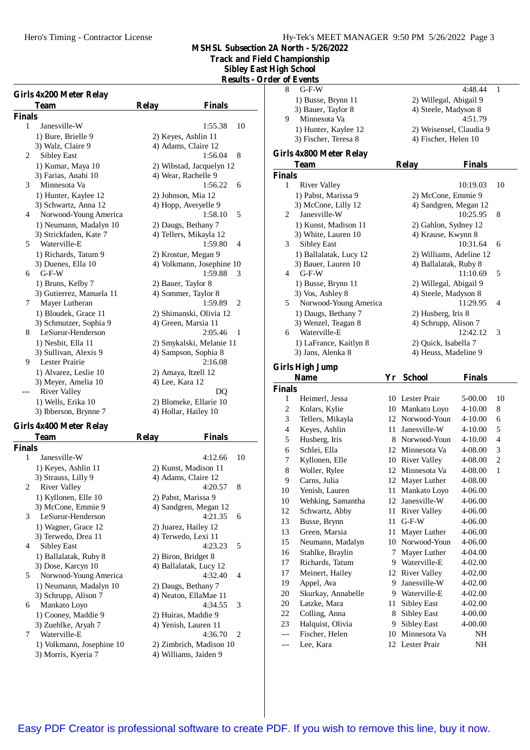# MSHSL Subsection 2A North - 5/26/2022
## Track and Field Championship
## Sibley East High School
## Results - Order of Events

### Girls 4x200 Meter Relay

| | Team | Relay | Finals | |
|---|---|---|---|---|
| **Finals** | | | | |
| 1 | Janesville-W | | 1:55.38 | 10 |
| | 1) Bure, Brielle 9 | 2) Keyes, Ashlin 11 | | |
| | 3) Walz, Claire 9 | 4) Adams, Claire 12 | | |
| 2 | Sibley East | | 1:56.04 | 8 |
| | 1) Kumar, Maya 10 | 2) Wibstad, Jacquelyn 12 | | |
| | 3) Farias, Anahi 10 | 4) Wear, Rachelle 9 | | |
| 3 | Minnesota Va | | 1:56.22 | 6 |
| | 1) Hunter, Kaylee 12 | 2) Johnson, Mia 12 | | |
| | 3) Schwartz, Anna 12 | 4) Hopp, Averyelle 9 | | |
| 4 | Norwood-Young America | | 1:58.10 | 5 |
| | 1) Neumann, Madalyn 10 | 2) Daugs, Bethany 7 | | |
| | 3) Strickfaden, Kate 7 | 4) Tellers, Mikayla 12 | | |
| 5 | Waterville-E | | 1:59.80 | 4 |
| | 1) Richards, Tatum 9 | 2) Krostue, Megan 9 | | |
| | 3) Duenes, Ella 10 | 4) Volkmann, Josephine 10 | | |
| 6 | G-F-W | | 1:59.88 | 3 |
| | 1) Bruns, Kelby 7 | 2) Bauer, Taylor 8 | | |
| | 3) Gutierrez, Manuela 11 | 4) Sommer, Taylor 8 | | |
| 7 | Mayer Lutheran | | 1:59.89 | 2 |
| | 1) Bloudek, Grace 11 | 2) Shimanski, Olivia 12 | | |
| | 3) Schmutzer, Sophia 9 | 4) Green, Marsia 11 | | |
| 8 | LeSueur-Henderson | | 2:05.46 | 1 |
| | 1) Nesbit, Ella 11 | 2) Smykalski, Melanie 11 | | |
| | 3) Sullivan, Alexis 9 | 4) Sampson, Sophia 8 | | |
| 9 | Lester Prairie | | 2:16.08 | |
| | 1) Alvarez, Leslie 10 | 2) Amaya, Itzell 12 | | |
| | 3) Meyer, Amelia 10 | 4) Lee, Kara 12 | | |
| --- | River Valley | | DQ | |
| | 1) Wells, Erika 10 | 2) Blomeke, Ellarie 10 | | |
| | 3) Ibberson, Brynne 7 | 4) Hollar, Hailey 10 | | |

### Girls 4x400 Meter Relay

| | Team | Relay | Finals | |
|---|---|---|---|---|
| **Finals** | | | | |
| 1 | Janesville-W | | 4:12.66 | 10 |
| | 1) Keyes, Ashlin 11 | 2) Kunst, Madison 11 | | |
| | 3) Strauss, Lilly 9 | 4) Adams, Claire 12 | | |
| 2 | River Valley | | 4:20.57 | 8 |
| | 1) Kyllonen, Elle 10 | 2) Pabst, Marissa 9 | | |
| | 3) McCone, Emmie 9 | 4) Sandgren, Megan 12 | | |
| 3 | LeSueur-Henderson | | 4:21.35 | 6 |
| | 1) Wagner, Grace 12 | 2) Juarez, Hailey 12 | | |
| | 3) Terwedo, Drea 11 | 4) Terwedo, Lexi 11 | | |
| 4 | Sibley East | | 4:23.23 | 5 |
| | 1) Ballalatak, Ruby 8 | 2) Biron, Bridget 8 | | |
| | 3) Dose, Karcyn 10 | 4) Ballalatak, Lucy 12 | | |
| 5 | Norwood-Young America | | 4:32.40 | 4 |
| | 1) Neumann, Madalyn 10 | 2) Daugs, Bethany 7 | | |
| | 3) Schrupp, Alison 7 | 4) Neaton, EllaMae 11 | | |
| 6 | Mankato Loyo | | 4:34.55 | 3 |
| | 1) Cooney, Maddie 9 | 2) Huiras, Maddie 9 | | |
| | 3) Zuehlke, Aryah 7 | 4) Yenish, Lauren 11 | | |
| 7 | Waterville-E | | 4:36.70 | 2 |
| | 1) Volkmann, Josephine 10 | 2) Zimbrich, Madison 10 | | |
| | 3) Morris, Kyeria 7 | 4) Williams, Jaiden 9 | | |
| 8 | G-F-W | | 4:48.44 | 1 |
| | 1) Busse, Brynn 11 | 2) Willegal, Abigail 9 | | |
| | 3) Bauer, Taylor 8 | 4) Steele, Madyson 8 | | |
| 9 | Minnesota Va | | 4:51.79 | |
| | 1) Hunter, Kaylee 12 | 2) Weisensel, Claudia 9 | | |
| | 3) Fischer, Teresa 8 | 4) Fischer, Helen 10 | | |

### Girls 4x800 Meter Relay

| | Team | Relay | Finals | |
|---|---|---|---|---|
| **Finals** | | | | |
| 1 | River Valley | | 10:19.03 | 10 |
| | 1) Pabst, Marissa 9 | 2) McCone, Emmie 9 | | |
| | 3) McCone, Lilly 12 | 4) Sandgren, Megan 12 | | |
| 2 | Janesville-W | | 10:25.95 | 8 |
| | 1) Kunst, Madison 11 | 2) Gahlon, Sydney 12 | | |
| | 3) White, Lauren 10 | 4) Krause, Kwynn 8 | | |
| 3 | Sibley East | | 10:31.64 | 6 |
| | 1) Ballalatak, Lucy 12 | 2) Williams, Adeline 12 | | |
| | 3) Bauer, Lauren 10 | 4) Ballalatak, Ruby 8 | | |
| 4 | G-F-W | | 11:10.69 | 5 |
| | 1) Busse, Brynn 11 | 2) Willegal, Abigail 9 | | |
| | 3) Vos, Ashley 8 | 4) Steele, Madyson 8 | | |
| 5 | Norwood-Young America | | 11:29.95 | 4 |
| | 1) Daugs, Bethany 7 | 2) Husberg, Iris 8 | | |
| | 3) Wenzel, Teagan 8 | 4) Schrupp, Alison 7 | | |
| 6 | Waterville-E | | 12:42.12 | 3 |
| | 1) LaFrance, Kaitlyn 8 | 2) Quick, Isabella 7 | | |
| | 3) Jans, Alenka 8 | 4) Heuss, Madeline 9 | | |

### Girls High Jump

| | Name | Yr | School | Finals | |
|---|---|---|---|---|---|
| **Finals** | | | | | |
| 1 | Heimerl, Jessa | 10 | Lester Prair | 5-00.00 | 10 |
| 2 | Kolars, Kylie | 10 | Mankato Loyo | 4-10.00 | 8 |
| 3 | Tellers, Mikayla | 12 | Norwood-Youn | 4-10.00 | 6 |
| 4 | Keyes, Ashlin | 11 | Janesville-W | 4-10.00 | 5 |
| 5 | Husberg, Iris | 8 | Norwood-Youn | 4-10.00 | 4 |
| 6 | Schlei, Ella | 12 | Minnesota Va | 4-08.00 | 3 |
| 7 | Kyllonen, Elle | 10 | River Valley | 4-08.00 | 2 |
| 8 | Woller, Rylee | 12 | Minnesota Va | 4-08.00 | 1 |
| 9 | Carns, Julia | 12 | Mayer Luther | 4-08.00 | |
| 10 | Yenish, Lauren | 11 | Mankato Loyo | 4-06.00 | |
| 10 | Wehking, Samantha | 12 | Janesville-W | 4-06.00 | |
| 12 | Schwartz, Abby | 11 | River Valley | 4-06.00 | |
| 13 | Busse, Brynn | 11 | G-F-W | 4-06.00 | |
| 13 | Green, Marsia | 11 | Mayer Luther | 4-06.00 | |
| 15 | Neumann, Madalyn | 10 | Norwood-Youn | 4-06.00 | |
| 16 | Stahlke, Braylin | 7 | Mayer Luther | 4-04.00 | |
| 17 | Richards, Tatum | 9 | Waterville-E | 4-02.00 | |
| 17 | Meinert, Hailey | 12 | River Valley | 4-02.00 | |
| 19 | Appel, Ava | 9 | Janesville-W | 4-02.00 | |
| 20 | Skurkay, Annabelle | 9 | Waterville-E | 4-02.00 | |
| 20 | Latzke, Mara | 11 | Sibley East | 4-02.00 | |
| 22 | Colling, Anna | 8 | Sibley East | 4-00.00 | |
| 23 | Halquist, Olivia | 9 | Sibley East | 4-00.00 | |
| --- | Fischer, Helen | 10 | Minnesota Va | NH | |
| --- | Lee, Kara | 12 | Lester Prair | NH | |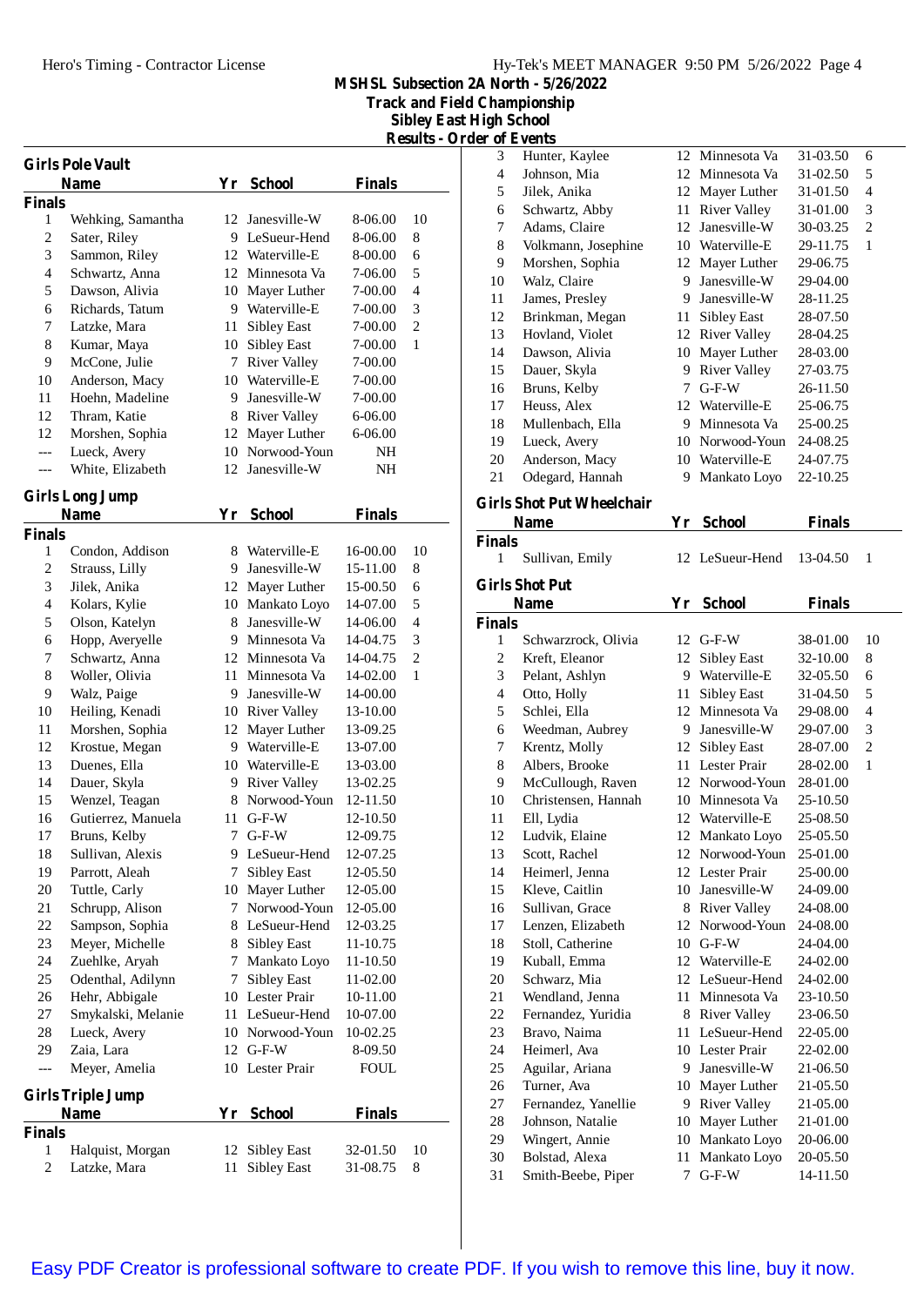# MSHSL Subsection 2A North - 5/26/2022

## Track and Field Championship

## Sibley East High School

## Results - Order of Events

### Girls Pole Vault

| | Name | Yr | School | Finals | |
|---|---|---|---|---|---|
| **Finals** | | | | | |
| 1 | Wehking, Samantha | 12 | Janesville-W | 8-06.00 | 10 |
| 2 | Sater, Riley | 9 | LeSueur-Hend | 8-06.00 | 8 |
| 3 | Sammon, Riley | 12 | Waterville-E | 8-00.00 | 6 |
| 4 | Schwartz, Anna | 12 | Minnesota Va | 7-06.00 | 5 |
| 5 | Dawson, Alivia | 10 | Mayer Luther | 7-00.00 | 4 |
| 6 | Richards, Tatum | 9 | Waterville-E | 7-00.00 | 3 |
| 7 | Latzke, Mara | 11 | Sibley East | 7-00.00 | 2 |
| 8 | Kumar, Maya | 10 | Sibley East | 7-00.00 | 1 |
| 9 | McCone, Julie | 7 | River Valley | 7-00.00 | |
| 10 | Anderson, Macy | 10 | Waterville-E | 7-00.00 | |
| 11 | Hoehn, Madeline | 9 | Janesville-W | 7-00.00 | |
| 12 | Thram, Katie | 8 | River Valley | 6-06.00 | |
| 12 | Morshen, Sophia | 12 | Mayer Luther | 6-06.00 | |
| --- | Lueck, Avery | 10 | Norwood-Youn | NH | |
| --- | White, Elizabeth | 12 | Janesville-W | NH | |

### Girls Long Jump

| | Name | Yr | School | Finals | |
|---|---|---|---|---|---|
| **Finals** | | | | | |
| 1 | Condon, Addison | 8 | Waterville-E | 16-00.00 | 10 |
| 2 | Strauss, Lilly | 9 | Janesville-W | 15-11.00 | 8 |
| 3 | Jilek, Anika | 12 | Mayer Luther | 15-00.50 | 6 |
| 4 | Kolars, Kylie | 10 | Mankato Loyo | 14-07.00 | 5 |
| 5 | Olson, Katelyn | 8 | Janesville-W | 14-06.00 | 4 |
| 6 | Hopp, Averyelle | 9 | Minnesota Va | 14-04.75 | 3 |
| 7 | Schwartz, Anna | 12 | Minnesota Va | 14-04.75 | 2 |
| 8 | Woller, Olivia | 11 | Minnesota Va | 14-02.00 | 1 |
| 9 | Walz, Paige | 9 | Janesville-W | 14-00.00 | |
| 10 | Heiling, Kenadi | 10 | River Valley | 13-10.00 | |
| 11 | Morshen, Sophia | 12 | Mayer Luther | 13-09.25 | |
| 12 | Krostue, Megan | 9 | Waterville-E | 13-07.00 | |
| 13 | Duenes, Ella | 10 | Waterville-E | 13-03.00 | |
| 14 | Dauer, Skyla | 9 | River Valley | 13-02.25 | |
| 15 | Wenzel, Teagan | 8 | Norwood-Youn | 12-11.50 | |
| 16 | Gutierrez, Manuela | 11 | G-F-W | 12-10.50 | |
| 17 | Bruns, Kelby | 7 | G-F-W | 12-09.75 | |
| 18 | Sullivan, Alexis | 9 | LeSueur-Hend | 12-07.25 | |
| 19 | Parrott, Aleah | 7 | Sibley East | 12-05.50 | |
| 20 | Tuttle, Carly | 10 | Mayer Luther | 12-05.00 | |
| 21 | Schrupp, Alison | 7 | Norwood-Youn | 12-05.00 | |
| 22 | Sampson, Sophia | 8 | LeSueur-Hend | 12-03.25 | |
| 23 | Meyer, Michelle | 8 | Sibley East | 11-10.75 | |
| 24 | Zuehlke, Aryah | 7 | Mankato Loyo | 11-10.50 | |
| 25 | Odenthal, Adilynn | 7 | Sibley East | 11-02.00 | |
| 26 | Hehr, Abbigale | 10 | Lester Prair | 10-11.00 | |
| 27 | Smykalski, Melanie | 11 | LeSueur-Hend | 10-07.00 | |
| 28 | Lueck, Avery | 10 | Norwood-Youn | 10-02.25 | |
| 29 | Zaia, Lara | 12 | G-F-W | 8-09.50 | |
| --- | Meyer, Amelia | 10 | Lester Prair | FOUL | |

### Girls Triple Jump

| | Name | Yr | School | Finals | |
|---|---|---|---|---|---|
| **Finals** | | | | | |
| 1 | Halquist, Morgan | 12 | Sibley East | 32-01.50 | 10 |
| 2 | Latzke, Mara | 11 | Sibley East | 31-08.75 | 8 |
| 3 | Hunter, Kaylee | 12 | Minnesota Va | 31-03.50 | 6 |
| 4 | Johnson, Mia | 12 | Minnesota Va | 31-02.50 | 5 |
| 5 | Jilek, Anika | 12 | Mayer Luther | 31-01.50 | 4 |
| 6 | Schwartz, Abby | 11 | River Valley | 31-01.00 | 3 |
| 7 | Adams, Claire | 12 | Janesville-W | 30-03.25 | 2 |
| 8 | Volkmann, Josephine | 10 | Waterville-E | 29-11.75 | 1 |
| 9 | Morshen, Sophia | 12 | Mayer Luther | 29-06.75 | |
| 10 | Walz, Claire | 9 | Janesville-W | 29-04.00 | |
| 11 | James, Presley | 9 | Janesville-W | 28-11.25 | |
| 12 | Brinkman, Megan | 11 | Sibley East | 28-07.50 | |
| 13 | Hovland, Violet | 12 | River Valley | 28-04.25 | |
| 14 | Dawson, Alivia | 10 | Mayer Luther | 28-03.00 | |
| 15 | Dauer, Skyla | 9 | River Valley | 27-03.75 | |
| 16 | Bruns, Kelby | 7 | G-F-W | 26-11.50 | |
| 17 | Heuss, Alex | 12 | Waterville-E | 25-06.75 | |
| 18 | Mullenbach, Ella | 9 | Minnesota Va | 25-00.25 | |
| 19 | Lueck, Avery | 10 | Norwood-Youn | 24-08.25 | |
| 20 | Anderson, Macy | 10 | Waterville-E | 24-07.75 | |
| 21 | Odegard, Hannah | 9 | Mankato Loyo | 22-10.25 | |

### Girls Shot Put Wheelchair

| | Name | Yr | School | Finals | |
|---|---|---|---|---|---|
| **Finals** | | | | | |
| 1 | Sullivan, Emily | 12 | LeSueur-Hend | 13-04.50 | 1 |

### Girls Shot Put

| | Name | Yr | School | Finals | |
|---|---|---|---|---|---|
| **Finals** | | | | | |
| 1 | Schwarzrock, Olivia | 12 | G-F-W | 38-01.00 | 10 |
| 2 | Kreft, Eleanor | 12 | Sibley East | 32-10.00 | 8 |
| 3 | Pelant, Ashlyn | 9 | Waterville-E | 32-05.50 | 6 |
| 4 | Otto, Holly | 11 | Sibley East | 31-04.50 | 5 |
| 5 | Schlei, Ella | 12 | Minnesota Va | 29-08.00 | 4 |
| 6 | Weedman, Aubrey | 9 | Janesville-W | 29-07.00 | 3 |
| 7 | Krentz, Molly | 12 | Sibley East | 28-07.00 | 2 |
| 8 | Albers, Brooke | 11 | Lester Prair | 28-02.00 | 1 |
| 9 | McCullough, Raven | 12 | Norwood-Youn | 28-01.00 | |
| 10 | Christensen, Hannah | 10 | Minnesota Va | 25-10.50 | |
| 11 | Ell, Lydia | 12 | Waterville-E | 25-08.50 | |
| 12 | Ludvik, Elaine | 12 | Mankato Loyo | 25-05.50 | |
| 13 | Scott, Rachel | 12 | Norwood-Youn | 25-01.00 | |
| 14 | Heimerl, Jenna | 12 | Lester Prair | 25-00.00 | |
| 15 | Kleve, Caitlin | 10 | Janesville-W | 24-09.00 | |
| 16 | Sullivan, Grace | 8 | River Valley | 24-08.00 | |
| 17 | Lenzen, Elizabeth | 12 | Norwood-Youn | 24-08.00 | |
| 18 | Stoll, Catherine | 10 | G-F-W | 24-04.00 | |
| 19 | Kuball, Emma | 12 | Waterville-E | 24-02.00 | |
| 20 | Schwarz, Mia | 12 | LeSueur-Hend | 24-02.00 | |
| 21 | Wendland, Jenna | 11 | Minnesota Va | 23-10.50 | |
| 22 | Fernandez, Yuridia | 8 | River Valley | 23-06.50 | |
| 23 | Bravo, Naima | 11 | LeSueur-Hend | 22-05.00 | |
| 24 | Heimerl, Ava | 10 | Lester Prair | 22-02.00 | |
| 25 | Aguilar, Ariana | 9 | Janesville-W | 21-06.50 | |
| 26 | Turner, Ava | 10 | Mayer Luther | 21-05.50 | |
| 27 | Fernandez, Yanellie | 9 | River Valley | 21-05.00 | |
| 28 | Johnson, Natalie | 10 | Mayer Luther | 21-01.00 | |
| 29 | Wingert, Annie | 10 | Mankato Loyo | 20-06.00 | |
| 30 | Bolstad, Alexa | 11 | Mankato Loyo | 20-05.50 | |
| 31 | Smith-Beebe, Piper | 7 | G-F-W | 14-11.50 | |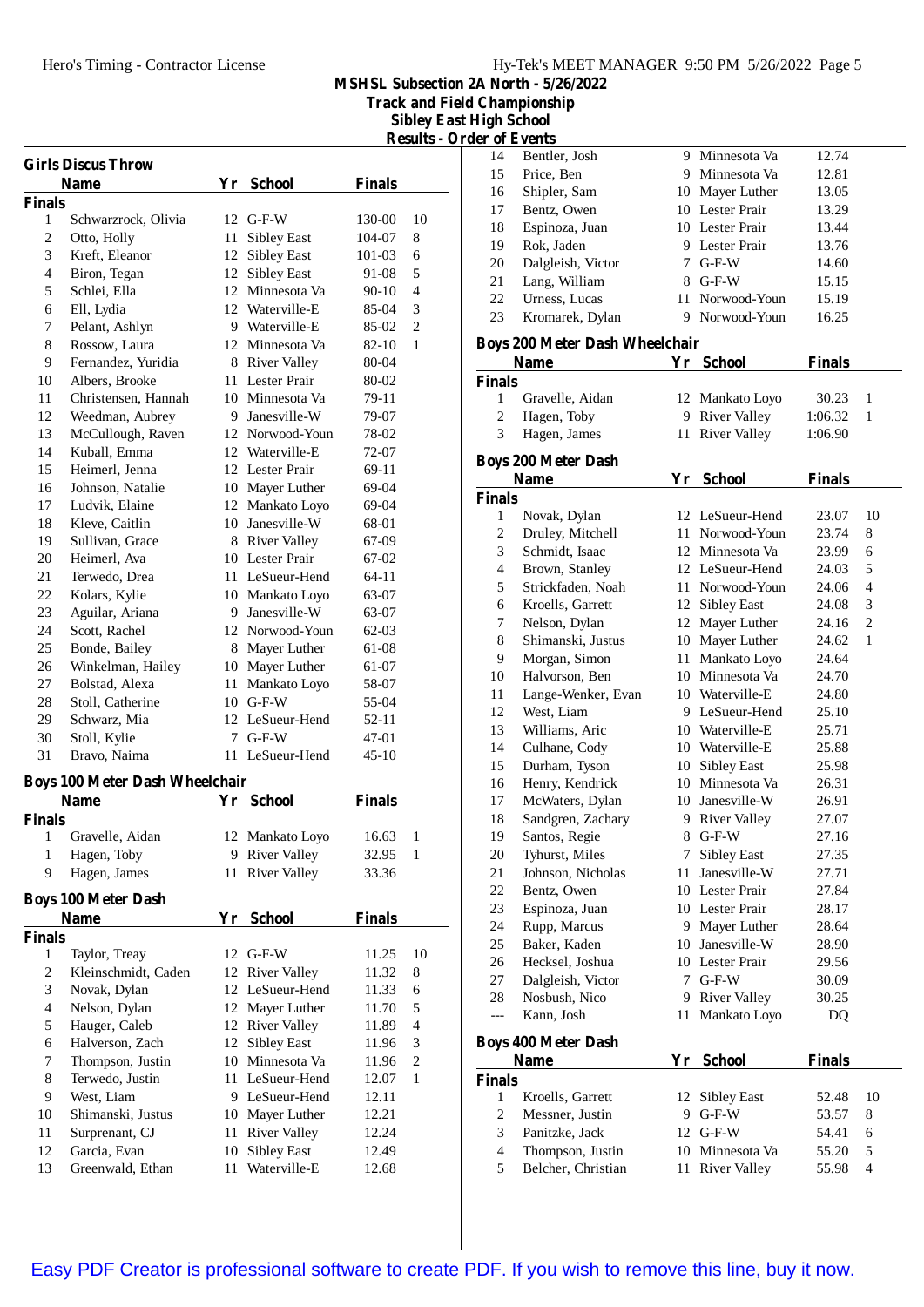MSHSL Subsection 2A North - 5/26/2022
Track and Field Championship
Sibley East High School
Results - Order of Events

### Girls Discus Throw

| | Name | Yr | School | Finals | |
|---|---|---|---|---|---|
| **Finals** | | | | | |
| 1 | Schwarzrock, Olivia | 12 | G-F-W | 130-00 | 10 |
| 2 | Otto, Holly | 11 | Sibley East | 104-07 | 8 |
| 3 | Kreft, Eleanor | 12 | Sibley East | 101-03 | 6 |
| 4 | Biron, Tegan | 12 | Sibley East | 91-08 | 5 |
| 5 | Schlei, Ella | 12 | Minnesota Va | 90-10 | 4 |
| 6 | Ell, Lydia | 12 | Waterville-E | 85-04 | 3 |
| 7 | Pelant, Ashlyn | 9 | Waterville-E | 85-02 | 2 |
| 8 | Rossow, Laura | 12 | Minnesota Va | 82-10 | 1 |
| 9 | Fernandez, Yuridia | 8 | River Valley | 80-04 | |
| 10 | Albers, Brooke | 11 | Lester Prair | 80-02 | |
| 11 | Christensen, Hannah | 10 | Minnesota Va | 79-11 | |
| 12 | Weedman, Aubrey | 9 | Janesville-W | 79-07 | |
| 13 | McCullough, Raven | 12 | Norwood-Youn | 78-02 | |
| 14 | Kuball, Emma | 12 | Waterville-E | 72-07 | |
| 15 | Heimerl, Jenna | 12 | Lester Prair | 69-11 | |
| 16 | Johnson, Natalie | 10 | Mayer Luther | 69-04 | |
| 17 | Ludvik, Elaine | 12 | Mankato Loyo | 69-04 | |
| 18 | Kleve, Caitlin | 10 | Janesville-W | 68-01 | |
| 19 | Sullivan, Grace | 8 | River Valley | 67-09 | |
| 20 | Heimerl, Ava | 10 | Lester Prair | 67-02 | |
| 21 | Terwedo, Drea | 11 | LeSueur-Hend | 64-11 | |
| 22 | Kolars, Kylie | 10 | Mankato Loyo | 63-07 | |
| 23 | Aguilar, Ariana | 9 | Janesville-W | 63-07 | |
| 24 | Scott, Rachel | 12 | Norwood-Youn | 62-03 | |
| 25 | Bonde, Bailey | 8 | Mayer Luther | 61-08 | |
| 26 | Winkelman, Hailey | 10 | Mayer Luther | 61-07 | |
| 27 | Bolstad, Alexa | 11 | Mankato Loyo | 58-07 | |
| 28 | Stoll, Catherine | 10 | G-F-W | 55-04 | |
| 29 | Schwarz, Mia | 12 | LeSueur-Hend | 52-11 | |
| 30 | Stoll, Kylie | 7 | G-F-W | 47-01 | |
| 31 | Bravo, Naima | 11 | LeSueur-Hend | 45-10 | |

### Boys 100 Meter Dash Wheelchair

| | Name | Yr | School | Finals | |
|---|---|---|---|---|---|
| **Finals** | | | | | |
| 1 | Gravelle, Aidan | 12 | Mankato Loyo | 16.63 | 1 |
| 1 | Hagen, Toby | 9 | River Valley | 32.95 | 1 |
| 9 | Hagen, James | 11 | River Valley | 33.36 | |

### Boys 100 Meter Dash

| | Name | Yr | School | Finals | |
|---|---|---|---|---|---|
| **Finals** | | | | | |
| 1 | Taylor, Treay | 12 | G-F-W | 11.25 | 10 |
| 2 | Kleinschmidt, Caden | 12 | River Valley | 11.32 | 8 |
| 3 | Novak, Dylan | 12 | LeSueur-Hend | 11.33 | 6 |
| 4 | Nelson, Dylan | 12 | Mayer Luther | 11.70 | 5 |
| 5 | Hauger, Caleb | 12 | River Valley | 11.89 | 4 |
| 6 | Halverson, Zach | 12 | Sibley East | 11.96 | 3 |
| 7 | Thompson, Justin | 10 | Minnesota Va | 11.96 | 2 |
| 8 | Terwedo, Justin | 11 | LeSueur-Hend | 12.07 | 1 |
| 9 | West, Liam | 9 | LeSueur-Hend | 12.11 | |
| 10 | Shimanski, Justus | 10 | Mayer Luther | 12.21 | |
| 11 | Surprenant, CJ | 11 | River Valley | 12.24 | |
| 12 | Garcia, Evan | 10 | Sibley East | 12.49 | |
| 13 | Greenwald, Ethan | 11 | Waterville-E | 12.68 | |
| 14 | Bentler, Josh | 9 | Minnesota Va | 12.74 | |
| 15 | Price, Ben | 9 | Minnesota Va | 12.81 | |
| 16 | Shipler, Sam | 10 | Mayer Luther | 13.05 | |
| 17 | Bentz, Owen | 10 | Lester Prair | 13.29 | |
| 18 | Espinoza, Juan | 10 | Lester Prair | 13.44 | |
| 19 | Rok, Jaden | 9 | Lester Prair | 13.76 | |
| 20 | Dalgleish, Victor | 7 | G-F-W | 14.60 | |
| 21 | Lang, William | 8 | G-F-W | 15.15 | |
| 22 | Urness, Lucas | 11 | Norwood-Youn | 15.19 | |
| 23 | Kromarek, Dylan | 9 | Norwood-Youn | 16.25 | |

### Boys 200 Meter Dash Wheelchair

| | Name | Yr | School | Finals | |
|---|---|---|---|---|---|
| **Finals** | | | | | |
| 1 | Gravelle, Aidan | 12 | Mankato Loyo | 30.23 | 1 |
| 2 | Hagen, Toby | 9 | River Valley | 1:06.32 | 1 |
| 3 | Hagen, James | 11 | River Valley | 1:06.90 | |

### Boys 200 Meter Dash

| | Name | Yr | School | Finals | |
|---|---|---|---|---|---|
| **Finals** | | | | | |
| 1 | Novak, Dylan | 12 | LeSueur-Hend | 23.07 | 10 |
| 2 | Druley, Mitchell | 11 | Norwood-Youn | 23.74 | 8 |
| 3 | Schmidt, Isaac | 12 | Minnesota Va | 23.99 | 6 |
| 4 | Brown, Stanley | 12 | LeSueur-Hend | 24.03 | 5 |
| 5 | Strickfaden, Noah | 11 | Norwood-Youn | 24.06 | 4 |
| 6 | Kroells, Garrett | 12 | Sibley East | 24.08 | 3 |
| 7 | Nelson, Dylan | 12 | Mayer Luther | 24.16 | 2 |
| 8 | Shimanski, Justus | 10 | Mayer Luther | 24.62 | 1 |
| 9 | Morgan, Simon | 11 | Mankato Loyo | 24.64 | |
| 10 | Halvorson, Ben | 10 | Minnesota Va | 24.70 | |
| 11 | Lange-Wenker, Evan | 10 | Waterville-E | 24.80 | |
| 12 | West, Liam | 9 | LeSueur-Hend | 25.10 | |
| 13 | Williams, Aric | 10 | Waterville-E | 25.71 | |
| 14 | Culhane, Cody | 10 | Waterville-E | 25.88 | |
| 15 | Durham, Tyson | 10 | Sibley East | 25.98 | |
| 16 | Henry, Kendrick | 10 | Minnesota Va | 26.31 | |
| 17 | McWaters, Dylan | 10 | Janesville-W | 26.91 | |
| 18 | Sandgren, Zachary | 9 | River Valley | 27.07 | |
| 19 | Santos, Regie | 8 | G-F-W | 27.16 | |
| 20 | Tyhurst, Miles | 7 | Sibley East | 27.35 | |
| 21 | Johnson, Nicholas | 11 | Janesville-W | 27.71 | |
| 22 | Bentz, Owen | 10 | Lester Prair | 27.84 | |
| 23 | Espinoza, Juan | 10 | Lester Prair | 28.17 | |
| 24 | Rupp, Marcus | 9 | Mayer Luther | 28.64 | |
| 25 | Baker, Kaden | 10 | Janesville-W | 28.90 | |
| 26 | Hecksel, Joshua | 10 | Lester Prair | 29.56 | |
| 27 | Dalgleish, Victor | 7 | G-F-W | 30.09 | |
| 28 | Nosbush, Nico | 9 | River Valley | 30.25 | |
| --- | Kann, Josh | 11 | Mankato Loyo | DQ | |

### Boys 400 Meter Dash

| | Name | Yr | School | Finals | |
|---|---|---|---|---|---|
| **Finals** | | | | | |
| 1 | Kroells, Garrett | 12 | Sibley East | 52.48 | 10 |
| 2 | Messner, Justin | 9 | G-F-W | 53.57 | 8 |
| 3 | Panitzke, Jack | 12 | G-F-W | 54.41 | 6 |
| 4 | Thompson, Justin | 10 | Minnesota Va | 55.20 | 5 |
| 5 | Belcher, Christian | 11 | River Valley | 55.98 | 4 |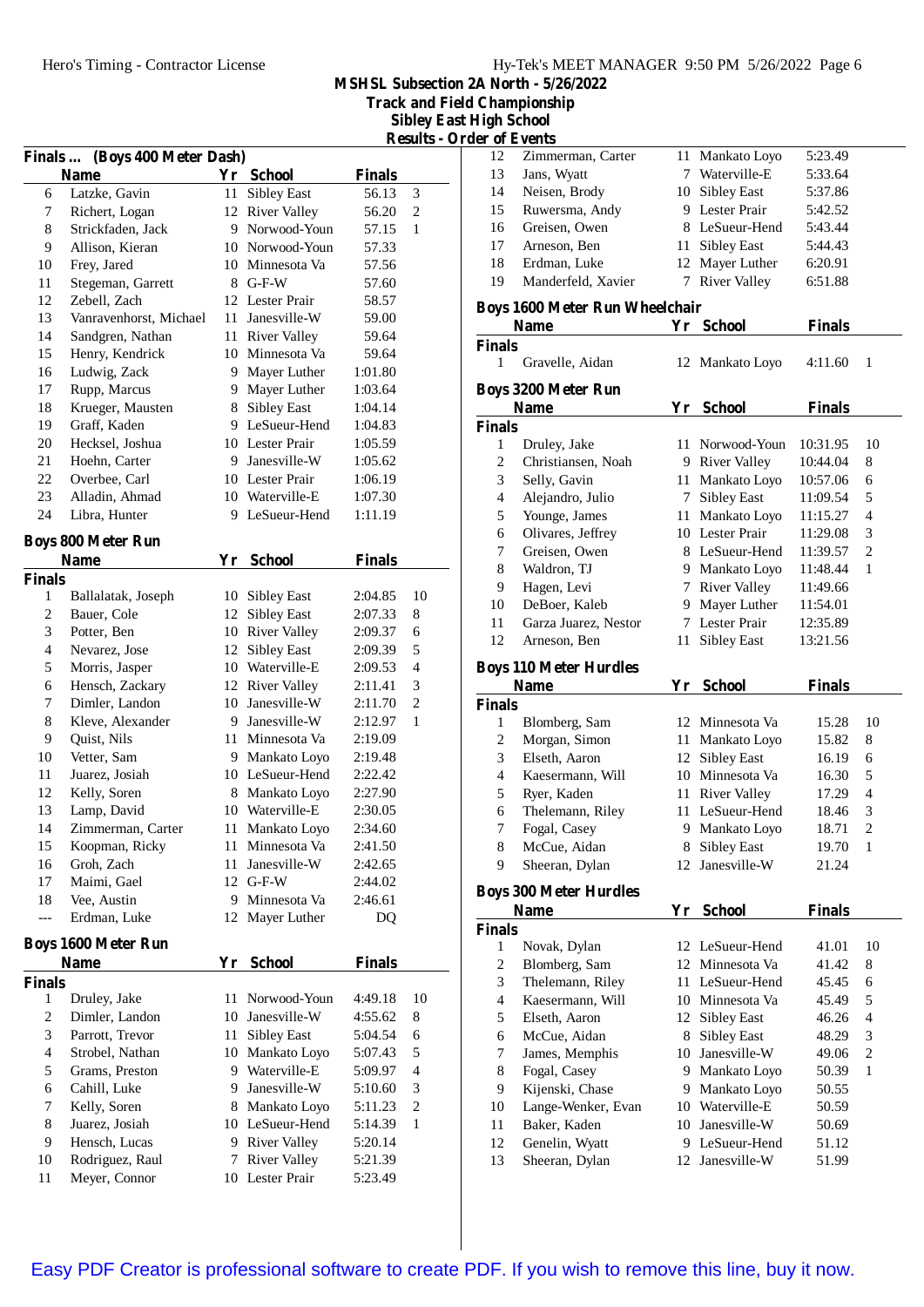# MSHSL Subsection 2A North - 5/26/2022
## Track and Field Championship
## Sibley East High School
## Results - Order of Events

### Finals ... (Boys 400 Meter Dash)

| | Name | Yr | School | Finals | |
|---|---|---|---|---|---|
| 6 | Latzke, Gavin | 11 | Sibley East | 56.13 | 3 |
| 7 | Richert, Logan | 12 | River Valley | 56.20 | 2 |
| 8 | Strickfaden, Jack | 9 | Norwood-Youn | 57.15 | 1 |
| 9 | Allison, Kieran | 10 | Norwood-Youn | 57.33 | |
| 10 | Frey, Jared | 10 | Minnesota Va | 57.56 | |
| 11 | Stegeman, Garrett | 8 | G-F-W | 57.60 | |
| 12 | Zebell, Zach | 12 | Lester Prair | 58.57 | |
| 13 | Vanravenhorst, Michael | 11 | Janesville-W | 59.00 | |
| 14 | Sandgren, Nathan | 11 | River Valley | 59.64 | |
| 15 | Henry, Kendrick | 10 | Minnesota Va | 59.64 | |
| 16 | Ludwig, Zack | 9 | Mayer Luther | 1:01.80 | |
| 17 | Rupp, Marcus | 9 | Mayer Luther | 1:03.64 | |
| 18 | Krueger, Mausten | 8 | Sibley East | 1:04.14 | |
| 19 | Graff, Kaden | 9 | LeSueur-Hend | 1:04.83 | |
| 20 | Hecksel, Joshua | 10 | Lester Prair | 1:05.59 | |
| 21 | Hoehn, Carter | 9 | Janesville-W | 1:05.62 | |
| 22 | Overbee, Carl | 10 | Lester Prair | 1:06.19 | |
| 23 | Alladin, Ahmad | 10 | Waterville-E | 1:07.30 | |
| 24 | Libra, Hunter | 9 | LeSueur-Hend | 1:11.19 | |

### Boys 800 Meter Run

**Finals**

| | Name | Yr | School | Finals | |
|---|---|---|---|---|---|
| 1 | Ballalatak, Joseph | 10 | Sibley East | 2:04.85 | 10 |
| 2 | Bauer, Cole | 12 | Sibley East | 2:07.33 | 8 |
| 3 | Potter, Ben | 10 | River Valley | 2:09.37 | 6 |
| 4 | Nevarez, Jose | 12 | Sibley East | 2:09.39 | 5 |
| 5 | Morris, Jasper | 10 | Waterville-E | 2:09.53 | 4 |
| 6 | Hensch, Zackary | 12 | River Valley | 2:11.41 | 3 |
| 7 | Dimler, Landon | 10 | Janesville-W | 2:11.70 | 2 |
| 8 | Kleve, Alexander | 9 | Janesville-W | 2:12.97 | 1 |
| 9 | Quist, Nils | 11 | Minnesota Va | 2:19.09 | |
| 10 | Vetter, Sam | 9 | Mankato Loyo | 2:19.48 | |
| 11 | Juarez, Josiah | 10 | LeSueur-Hend | 2:22.42 | |
| 12 | Kelly, Soren | 8 | Mankato Loyo | 2:27.90 | |
| 13 | Lamp, David | 10 | Waterville-E | 2:30.05 | |
| 14 | Zimmerman, Carter | 11 | Mankato Loyo | 2:34.60 | |
| 15 | Koopman, Ricky | 11 | Minnesota Va | 2:41.50 | |
| 16 | Groh, Zach | 11 | Janesville-W | 2:42.65 | |
| 17 | Maimi, Gael | 12 | G-F-W | 2:44.02 | |
| 18 | Vee, Austin | 9 | Minnesota Va | 2:46.61 | |
| --- | Erdman, Luke | 12 | Mayer Luther | DQ | |

### Boys 1600 Meter Run

**Finals**

| | Name | Yr | School | Finals | |
|---|---|---|---|---|---|
| 1 | Druley, Jake | 11 | Norwood-Youn | 4:49.18 | 10 |
| 2 | Dimler, Landon | 10 | Janesville-W | 4:55.62 | 8 |
| 3 | Parrott, Trevor | 11 | Sibley East | 5:04.54 | 6 |
| 4 | Strobel, Nathan | 10 | Mankato Loyo | 5:07.43 | 5 |
| 5 | Grams, Preston | 9 | Waterville-E | 5:09.97 | 4 |
| 6 | Cahill, Luke | 9 | Janesville-W | 5:10.60 | 3 |
| 7 | Kelly, Soren | 8 | Mankato Loyo | 5:11.23 | 2 |
| 8 | Juarez, Josiah | 10 | LeSueur-Hend | 5:14.39 | 1 |
| 9 | Hensch, Lucas | 9 | River Valley | 5:20.14 | |
| 10 | Rodriguez, Raul | 7 | River Valley | 5:21.39 | |
| 11 | Meyer, Connor | 10 | Lester Prair | 5:23.49 | |
| 12 | Zimmerman, Carter | 11 | Mankato Loyo | 5:23.49 | |
| 13 | Jans, Wyatt | 7 | Waterville-E | 5:33.64 | |
| 14 | Neisen, Brody | 10 | Sibley East | 5:37.86 | |
| 15 | Ruwersma, Andy | 9 | Lester Prair | 5:42.52 | |
| 16 | Greisen, Owen | 8 | LeSueur-Hend | 5:43.44 | |
| 17 | Arneson, Ben | 11 | Sibley East | 5:44.43 | |
| 18 | Erdman, Luke | 12 | Mayer Luther | 6:20.91 | |
| 19 | Manderfeld, Xavier | 7 | River Valley | 6:51.88 | |

### Boys 1600 Meter Run Wheelchair

**Finals**

| | Name | Yr | School | Finals | |
|---|---|---|---|---|---|
| 1 | Gravelle, Aidan | 12 | Mankato Loyo | 4:11.60 | 1 |

### Boys 3200 Meter Run

**Finals**

| | Name | Yr | School | Finals | |
|---|---|---|---|---|---|
| 1 | Druley, Jake | 11 | Norwood-Youn | 10:31.95 | 10 |
| 2 | Christiansen, Noah | 9 | River Valley | 10:44.04 | 8 |
| 3 | Selly, Gavin | 11 | Mankato Loyo | 10:57.06 | 6 |
| 4 | Alejandro, Julio | 7 | Sibley East | 11:09.54 | 5 |
| 5 | Younge, James | 11 | Mankato Loyo | 11:15.27 | 4 |
| 6 | Olivares, Jeffrey | 10 | Lester Prair | 11:29.08 | 3 |
| 7 | Greisen, Owen | 8 | LeSueur-Hend | 11:39.57 | 2 |
| 8 | Waldron, TJ | 9 | Mankato Loyo | 11:48.44 | 1 |
| 9 | Hagen, Levi | 7 | River Valley | 11:49.66 | |
| 10 | DeBoer, Kaleb | 9 | Mayer Luther | 11:54.01 | |
| 11 | Garza Juarez, Nestor | 7 | Lester Prair | 12:35.89 | |
| 12 | Arneson, Ben | 11 | Sibley East | 13:21.56 | |

### Boys 110 Meter Hurdles

**Finals**

| | Name | Yr | School | Finals | |
|---|---|---|---|---|---|
| 1 | Blomberg, Sam | 12 | Minnesota Va | 15.28 | 10 |
| 2 | Morgan, Simon | 11 | Mankato Loyo | 15.82 | 8 |
| 3 | Elseth, Aaron | 12 | Sibley East | 16.19 | 6 |
| 4 | Kaesermann, Will | 10 | Minnesota Va | 16.30 | 5 |
| 5 | Ryer, Kaden | 11 | River Valley | 17.29 | 4 |
| 6 | Thelemann, Riley | 11 | LeSueur-Hend | 18.46 | 3 |
| 7 | Fogal, Casey | 9 | Mankato Loyo | 18.71 | 2 |
| 8 | McCue, Aidan | 8 | Sibley East | 19.70 | 1 |
| 9 | Sheeran, Dylan | 12 | Janesville-W | 21.24 | |

### Boys 300 Meter Hurdles

**Finals**

| | Name | Yr | School | Finals | |
|---|---|---|---|---|---|
| 1 | Novak, Dylan | 12 | LeSueur-Hend | 41.01 | 10 |
| 2 | Blomberg, Sam | 12 | Minnesota Va | 41.42 | 8 |
| 3 | Thelemann, Riley | 11 | LeSueur-Hend | 45.45 | 6 |
| 4 | Kaesermann, Will | 10 | Minnesota Va | 45.49 | 5 |
| 5 | Elseth, Aaron | 12 | Sibley East | 46.26 | 4 |
| 6 | McCue, Aidan | 8 | Sibley East | 48.29 | 3 |
| 7 | James, Memphis | 10 | Janesville-W | 49.06 | 2 |
| 8 | Fogal, Casey | 9 | Mankato Loyo | 50.39 | 1 |
| 9 | Kijenski, Chase | 9 | Mankato Loyo | 50.55 | |
| 10 | Lange-Wenker, Evan | 10 | Waterville-E | 50.59 | |
| 11 | Baker, Kaden | 10 | Janesville-W | 50.69 | |
| 12 | Genelin, Wyatt | 9 | LeSueur-Hend | 51.12 | |
| 13 | Sheeran, Dylan | 12 | Janesville-W | 51.99 | |

Easy PDF Creator is professional software to create PDF. If you wish to remove this line, buy it now.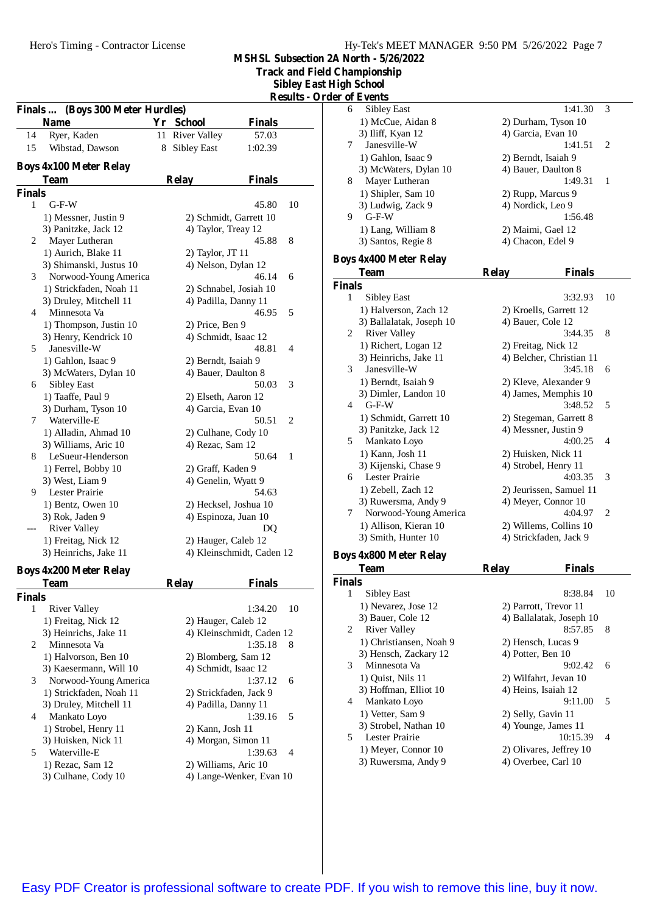**MSHSL Subsection 2A North - 5/26/2022**
**Track and Field Championship**
**Sibley East High School**
**Results - Order of Events**

## Finals ... (Boys 300 Meter Hurdles)

| | Name | Yr | School | Finals |
|---|---|---|---|---|
| 14 | Ryer, Kaden | 11 | River Valley | 57.03 |
| 15 | Wibstad, Dawson | 8 | Sibley East | 1:02.39 |

## Boys 4x100 Meter Relay

| | Team | Relay | Finals | |
|---|---|---|---|---|
| **Finals** | | | | |
| 1 | G-F-W | | 45.80 | 10 |
| | 1) Messner, Justin 9 | 2) Schmidt, Garrett 10 | | |
| | 3) Panitzke, Jack 12 | 4) Taylor, Treay 12 | | |
| 2 | Mayer Lutheran | | 45.88 | 8 |
| | 1) Aurich, Blake 11 | 2) Taylor, JT 11 | | |
| | 3) Shimanski, Justus 10 | 4) Nelson, Dylan 12 | | |
| 3 | Norwood-Young America | | 46.14 | 6 |
| | 1) Strickfaden, Noah 11 | 2) Schnabel, Josiah 10 | | |
| | 3) Druley, Mitchell 11 | 4) Padilla, Danny 11 | | |
| 4 | Minnesota Va | | 46.95 | 5 |
| | 1) Thompson, Justin 10 | 2) Price, Ben 9 | | |
| | 3) Henry, Kendrick 10 | 4) Schmidt, Isaac 12 | | |
| 5 | Janesville-W | | 48.81 | 4 |
| | 1) Gahlon, Isaac 9 | 2) Berndt, Isaiah 9 | | |
| | 3) McWaters, Dylan 10 | 4) Bauer, Daulton 8 | | |
| 6 | Sibley East | | 50.03 | 3 |
| | 1) Taaffe, Paul 9 | 2) Elseth, Aaron 12 | | |
| | 3) Durham, Tyson 10 | 4) Garcia, Evan 10 | | |
| 7 | Waterville-E | | 50.51 | 2 |
| | 1) Alladin, Ahmad 10 | 2) Culhane, Cody 10 | | |
| | 3) Williams, Aric 10 | 4) Rezac, Sam 12 | | |
| 8 | LeSueur-Henderson | | 50.64 | 1 |
| | 1) Ferrel, Bobby 10 | 2) Graff, Kaden 9 | | |
| | 3) West, Liam 9 | 4) Genelin, Wyatt 9 | | |
| 9 | Lester Prairie | | 54.63 | |
| | 1) Bentz, Owen 10 | 2) Hecksel, Joshua 10 | | |
| | 3) Rok, Jaden 9 | 4) Espinoza, Juan 10 | | |
| --- | River Valley | | DQ | |
| | 1) Freitag, Nick 12 | 2) Hauger, Caleb 12 | | |
| | 3) Heinrichs, Jake 11 | 4) Kleinschmidt, Caden 12 | | |

## Boys 4x200 Meter Relay

| | Team | Relay | Finals | |
|---|---|---|---|---|
| **Finals** | | | | |
| 1 | River Valley | | 1:34.20 | 10 |
| | 1) Freitag, Nick 12 | 2) Hauger, Caleb 12 | | |
| | 3) Heinrichs, Jake 11 | 4) Kleinschmidt, Caden 12 | | |
| 2 | Minnesota Va | | 1:35.18 | 8 |
| | 1) Halvorson, Ben 10 | 2) Blomberg, Sam 12 | | |
| | 3) Kaesermann, Will 10 | 4) Schmidt, Isaac 12 | | |
| 3 | Norwood-Young America | | 1:37.12 | 6 |
| | 1) Strickfaden, Noah 11 | 2) Strickfaden, Jack 9 | | |
| | 3) Druley, Mitchell 11 | 4) Padilla, Danny 11 | | |
| 4 | Mankato Loyo | | 1:39.16 | 5 |
| | 1) Strobel, Henry 11 | 2) Kann, Josh 11 | | |
| | 3) Huisken, Nick 11 | 4) Morgan, Simon 11 | | |
| 5 | Waterville-E | | 1:39.63 | 4 |
| | 1) Rezac, Sam 12 | 2) Williams, Aric 10 | | |
| | 3) Culhane, Cody 10 | 4) Lange-Wenker, Evan 10 | | |
| 6 | Sibley East | | 1:41.30 | 3 |
| | 1) McCue, Aidan 8 | 2) Durham, Tyson 10 | | |
| | 3) Iliff, Kyan 12 | 4) Garcia, Evan 10 | | |
| 7 | Janesville-W | | 1:41.51 | 2 |
| | 1) Gahlon, Isaac 9 | 2) Berndt, Isaiah 9 | | |
| | 3) McWaters, Dylan 10 | 4) Bauer, Daulton 8 | | |
| 8 | Mayer Lutheran | | 1:49.31 | 1 |
| | 1) Shipler, Sam 10 | 2) Rupp, Marcus 9 | | |
| | 3) Ludwig, Zack 9 | 4) Nordick, Leo 9 | | |
| 9 | G-F-W | | 1:56.48 | |
| | 1) Lang, William 8 | 2) Maimi, Gael 12 | | |
| | 3) Santos, Regie 8 | 4) Chacon, Edel 9 | | |

## Boys 4x400 Meter Relay

| | Team | Relay | Finals | |
|---|---|---|---|---|
| **Finals** | | | | |
| 1 | Sibley East | | 3:32.93 | 10 |
| | 1) Halverson, Zach 12 | 2) Kroells, Garrett 12 | | |
| | 3) Ballalatak, Joseph 10 | 4) Bauer, Cole 12 | | |
| 2 | River Valley | | 3:44.35 | 8 |
| | 1) Richert, Logan 12 | 2) Freitag, Nick 12 | | |
| | 3) Heinrichs, Jake 11 | 4) Belcher, Christian 11 | | |
| 3 | Janesville-W | | 3:45.18 | 6 |
| | 1) Berndt, Isaiah 9 | 2) Kleve, Alexander 9 | | |
| | 3) Dimler, Landon 10 | 4) James, Memphis 10 | | |
| 4 | G-F-W | | 3:48.52 | 5 |
| | 1) Schmidt, Garrett 10 | 2) Stegeman, Garrett 8 | | |
| | 3) Panitzke, Jack 12 | 4) Messner, Justin 9 | | |
| 5 | Mankato Loyo | | 4:00.25 | 4 |
| | 1) Kann, Josh 11 | 2) Huisken, Nick 11 | | |
| | 3) Kijenski, Chase 9 | 4) Strobel, Henry 11 | | |
| 6 | Lester Prairie | | 4:03.35 | 3 |
| | 1) Zebell, Zach 12 | 2) Jeurissen, Samuel 11 | | |
| | 3) Ruwersma, Andy 9 | 4) Meyer, Connor 10 | | |
| 7 | Norwood-Young America | | 4:04.97 | 2 |
| | 1) Allison, Kieran 10 | 2) Willems, Collins 10 | | |
| | 3) Smith, Hunter 10 | 4) Strickfaden, Jack 9 | | |

## Boys 4x800 Meter Relay

| | Team | Relay | Finals | |
|---|---|---|---|---|
| **Finals** | | | | |
| 1 | Sibley East | | 8:38.84 | 10 |
| | 1) Nevarez, Jose 12 | 2) Parrott, Trevor 11 | | |
| | 3) Bauer, Cole 12 | 4) Ballalatak, Joseph 10 | | |
| 2 | River Valley | | 8:57.85 | 8 |
| | 1) Christiansen, Noah 9 | 2) Hensch, Lucas 9 | | |
| | 3) Hensch, Zackary 12 | 4) Potter, Ben 10 | | |
| 3 | Minnesota Va | | 9:02.42 | 6 |
| | 1) Quist, Nils 11 | 2) Wilfahrt, Jevan 10 | | |
| | 3) Hoffman, Elliot 10 | 4) Heins, Isaiah 12 | | |
| 4 | Mankato Loyo | | 9:11.00 | 5 |
| | 1) Vetter, Sam 9 | 2) Selly, Gavin 11 | | |
| | 3) Strobel, Nathan 10 | 4) Younge, James 11 | | |
| 5 | Lester Prairie | | 10:15.39 | 4 |
| | 1) Meyer, Connor 10 | 2) Olivares, Jeffrey 10 | | |
| | 3) Ruwersma, Andy 9 | 4) Overbee, Carl 10 | | |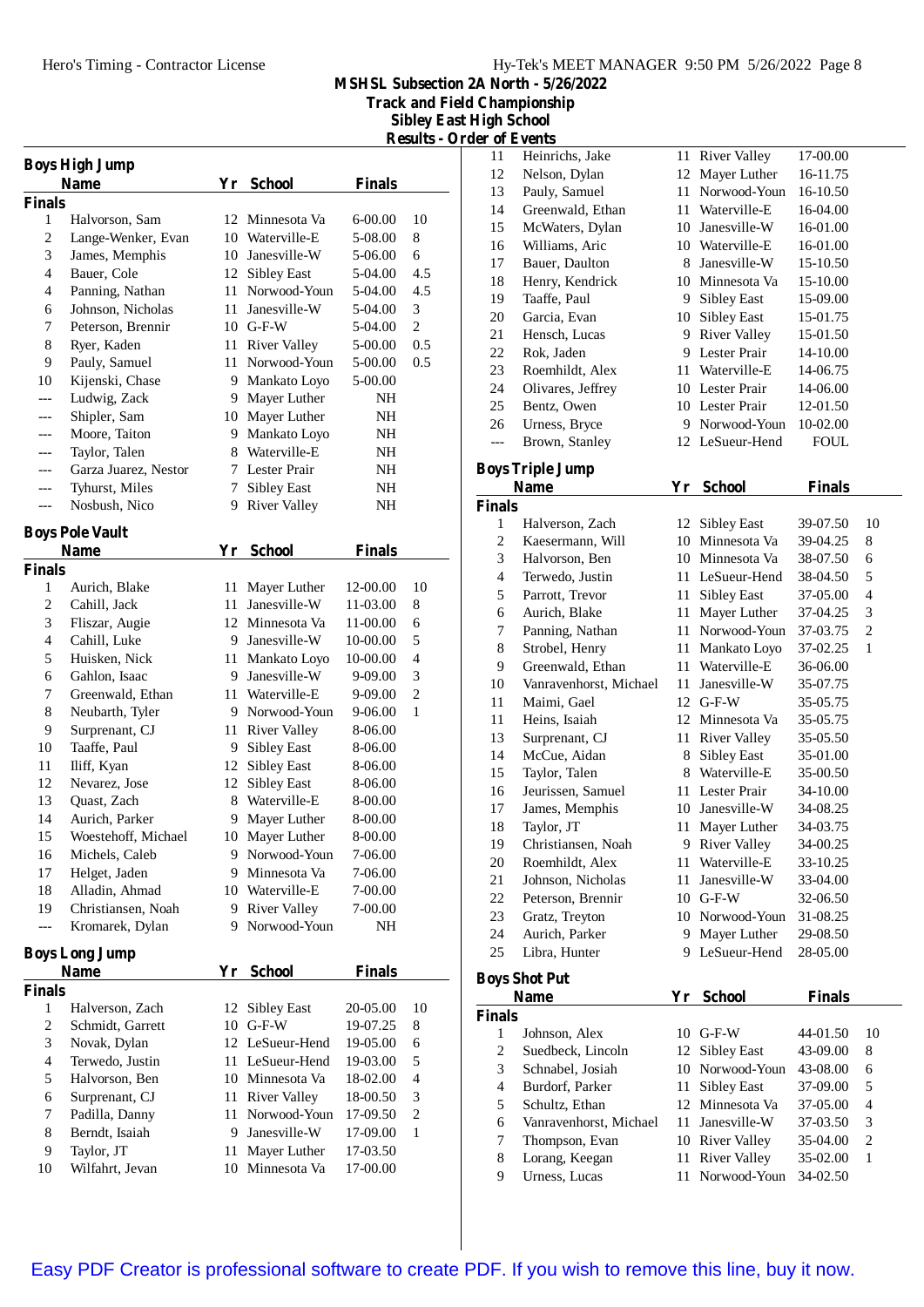# MSHSL Subsection 2A North - 5/26/2022
## Track and Field Championship
## Sibley East High School
## Results - Order of Events

### Boys High Jump

| | Name | Yr | School | Finals | |
|---|---|---|---|---|---|
| **Finals** | | | | | |
| 1 | Halvorson, Sam | 12 | Minnesota Va | 6-00.00 | 10 |
| 2 | Lange-Wenker, Evan | 10 | Waterville-E | 5-08.00 | 8 |
| 3 | James, Memphis | 10 | Janesville-W | 5-06.00 | 6 |
| 4 | Bauer, Cole | 12 | Sibley East | 5-04.00 | 4.5 |
| 4 | Panning, Nathan | 11 | Norwood-Youn | 5-04.00 | 4.5 |
| 6 | Johnson, Nicholas | 11 | Janesville-W | 5-04.00 | 3 |
| 7 | Peterson, Brennir | 10 | G-F-W | 5-04.00 | 2 |
| 8 | Ryer, Kaden | 11 | River Valley | 5-00.00 | 0.5 |
| 9 | Pauly, Samuel | 11 | Norwood-Youn | 5-00.00 | 0.5 |
| 10 | Kijenski, Chase | 9 | Mankato Loyo | 5-00.00 | |
| --- | Ludwig, Zack | 9 | Mayer Luther | NH | |
| --- | Shipler, Sam | 10 | Mayer Luther | NH | |
| --- | Moore, Taiton | 9 | Mankato Loyo | NH | |
| --- | Taylor, Talen | 8 | Waterville-E | NH | |
| --- | Garza Juarez, Nestor | 7 | Lester Prair | NH | |
| --- | Tyhurst, Miles | 7 | Sibley East | NH | |
| --- | Nosbush, Nico | 9 | River Valley | NH | |

### Boys Pole Vault

| | Name | Yr | School | Finals | |
|---|---|---|---|---|---|
| **Finals** | | | | | |
| 1 | Aurich, Blake | 11 | Mayer Luther | 12-00.00 | 10 |
| 2 | Cahill, Jack | 11 | Janesville-W | 11-03.00 | 8 |
| 3 | Fliszar, Augie | 12 | Minnesota Va | 11-00.00 | 6 |
| 4 | Cahill, Luke | 9 | Janesville-W | 10-00.00 | 5 |
| 5 | Huisken, Nick | 11 | Mankato Loyo | 10-00.00 | 4 |
| 6 | Gahlon, Isaac | 9 | Janesville-W | 9-09.00 | 3 |
| 7 | Greenwald, Ethan | 11 | Waterville-E | 9-09.00 | 2 |
| 8 | Neubarth, Tyler | 9 | Norwood-Youn | 9-06.00 | 1 |
| 9 | Surprenant, CJ | 11 | River Valley | 8-06.00 | |
| 10 | Taaffe, Paul | 9 | Sibley East | 8-06.00 | |
| 11 | Iliff, Kyan | 12 | Sibley East | 8-06.00 | |
| 12 | Nevarez, Jose | 12 | Sibley East | 8-06.00 | |
| 13 | Quast, Zach | 8 | Waterville-E | 8-00.00 | |
| 14 | Aurich, Parker | 9 | Mayer Luther | 8-00.00 | |
| 15 | Woestehoff, Michael | 10 | Mayer Luther | 8-00.00 | |
| 16 | Michels, Caleb | 9 | Norwood-Youn | 7-06.00 | |
| 17 | Helget, Jaden | 9 | Minnesota Va | 7-06.00 | |
| 18 | Alladin, Ahmad | 10 | Waterville-E | 7-00.00 | |
| 19 | Christiansen, Noah | 9 | River Valley | 7-00.00 | |
| --- | Kromarek, Dylan | 9 | Norwood-Youn | NH | |

### Boys Long Jump

| | Name | Yr | School | Finals | |
|---|---|---|---|---|---|
| **Finals** | | | | | |
| 1 | Halverson, Zach | 12 | Sibley East | 20-05.00 | 10 |
| 2 | Schmidt, Garrett | 10 | G-F-W | 19-07.25 | 8 |
| 3 | Novak, Dylan | 12 | LeSueur-Hend | 19-05.00 | 6 |
| 4 | Terwedo, Justin | 11 | LeSueur-Hend | 19-03.00 | 5 |
| 5 | Halvorson, Ben | 10 | Minnesota Va | 18-02.00 | 4 |
| 6 | Surprenant, CJ | 11 | River Valley | 18-00.50 | 3 |
| 7 | Padilla, Danny | 11 | Norwood-Youn | 17-09.50 | 2 |
| 8 | Berndt, Isaiah | 9 | Janesville-W | 17-09.00 | 1 |
| 9 | Taylor, JT | 11 | Mayer Luther | 17-03.50 | |
| 10 | Wilfahrt, Jevan | 10 | Minnesota Va | 17-00.00 | |
| 11 | Heinrichs, Jake | 11 | River Valley | 17-00.00 | |
| 12 | Nelson, Dylan | 12 | Mayer Luther | 16-11.75 | |
| 13 | Pauly, Samuel | 11 | Norwood-Youn | 16-10.50 | |
| 14 | Greenwald, Ethan | 11 | Waterville-E | 16-04.00 | |
| 15 | McWaters, Dylan | 10 | Janesville-W | 16-01.00 | |
| 16 | Williams, Aric | 10 | Waterville-E | 16-01.00 | |
| 17 | Bauer, Daulton | 8 | Janesville-W | 15-10.50 | |
| 18 | Henry, Kendrick | 10 | Minnesota Va | 15-10.00 | |
| 19 | Taaffe, Paul | 9 | Sibley East | 15-09.00 | |
| 20 | Garcia, Evan | 10 | Sibley East | 15-01.75 | |
| 21 | Hensch, Lucas | 9 | River Valley | 15-01.50 | |
| 22 | Rok, Jaden | 9 | Lester Prair | 14-10.00 | |
| 23 | Roemhildt, Alex | 11 | Waterville-E | 14-06.75 | |
| 24 | Olivares, Jeffrey | 10 | Lester Prair | 14-06.00 | |
| 25 | Bentz, Owen | 10 | Lester Prair | 12-01.50 | |
| 26 | Urness, Bryce | 9 | Norwood-Youn | 10-02.00 | |
| --- | Brown, Stanley | 12 | LeSueur-Hend | FOUL | |

### Boys Triple Jump

| | Name | Yr | School | Finals | |
|---|---|---|---|---|---|
| **Finals** | | | | | |
| 1 | Halverson, Zach | 12 | Sibley East | 39-07.50 | 10 |
| 2 | Kaesermann, Will | 10 | Minnesota Va | 39-04.25 | 8 |
| 3 | Halvorson, Ben | 10 | Minnesota Va | 38-07.50 | 6 |
| 4 | Terwedo, Justin | 11 | LeSueur-Hend | 38-04.50 | 5 |
| 5 | Parrott, Trevor | 11 | Sibley East | 37-05.00 | 4 |
| 6 | Aurich, Blake | 11 | Mayer Luther | 37-04.25 | 3 |
| 7 | Panning, Nathan | 11 | Norwood-Youn | 37-03.75 | 2 |
| 8 | Strobel, Henry | 11 | Mankato Loyo | 37-02.25 | 1 |
| 9 | Greenwald, Ethan | 11 | Waterville-E | 36-06.00 | |
| 10 | Vanravenhorst, Michael | 11 | Janesville-W | 35-07.75 | |
| 11 | Maimi, Gael | 12 | G-F-W | 35-05.75 | |
| 11 | Heins, Isaiah | 12 | Minnesota Va | 35-05.75 | |
| 13 | Surprenant, CJ | 11 | River Valley | 35-05.50 | |
| 14 | McCue, Aidan | 8 | Sibley East | 35-01.00 | |
| 15 | Taylor, Talen | 8 | Waterville-E | 35-00.50 | |
| 16 | Jeurissen, Samuel | 11 | Lester Prair | 34-10.00 | |
| 17 | James, Memphis | 10 | Janesville-W | 34-08.25 | |
| 18 | Taylor, JT | 11 | Mayer Luther | 34-03.75 | |
| 19 | Christiansen, Noah | 9 | River Valley | 34-00.25 | |
| 20 | Roemhildt, Alex | 11 | Waterville-E | 33-10.25 | |
| 21 | Johnson, Nicholas | 11 | Janesville-W | 33-04.00 | |
| 22 | Peterson, Brennir | 10 | G-F-W | 32-06.50 | |
| 23 | Gratz, Treyton | 10 | Norwood-Youn | 31-08.25 | |
| 24 | Aurich, Parker | 9 | Mayer Luther | 29-08.50 | |
| 25 | Libra, Hunter | 9 | LeSueur-Hend | 28-05.00 | |

### Boys Shot Put

| | Name | Yr | School | Finals | |
|---|---|---|---|---|---|
| **Finals** | | | | | |
| 1 | Johnson, Alex | 10 | G-F-W | 44-01.50 | 10 |
| 2 | Suedbeck, Lincoln | 12 | Sibley East | 43-09.00 | 8 |
| 3 | Schnabel, Josiah | 10 | Norwood-Youn | 43-08.00 | 6 |
| 4 | Burdorf, Parker | 11 | Sibley East | 37-09.00 | 5 |
| 5 | Schultz, Ethan | 12 | Minnesota Va | 37-05.00 | 4 |
| 6 | Vanravenhorst, Michael | 11 | Janesville-W | 37-03.50 | 3 |
| 7 | Thompson, Evan | 10 | River Valley | 35-04.00 | 2 |
| 8 | Lorang, Keegan | 11 | River Valley | 35-02.00 | 1 |
| 9 | Urness, Lucas | 11 | Norwood-Youn | 34-02.50 | |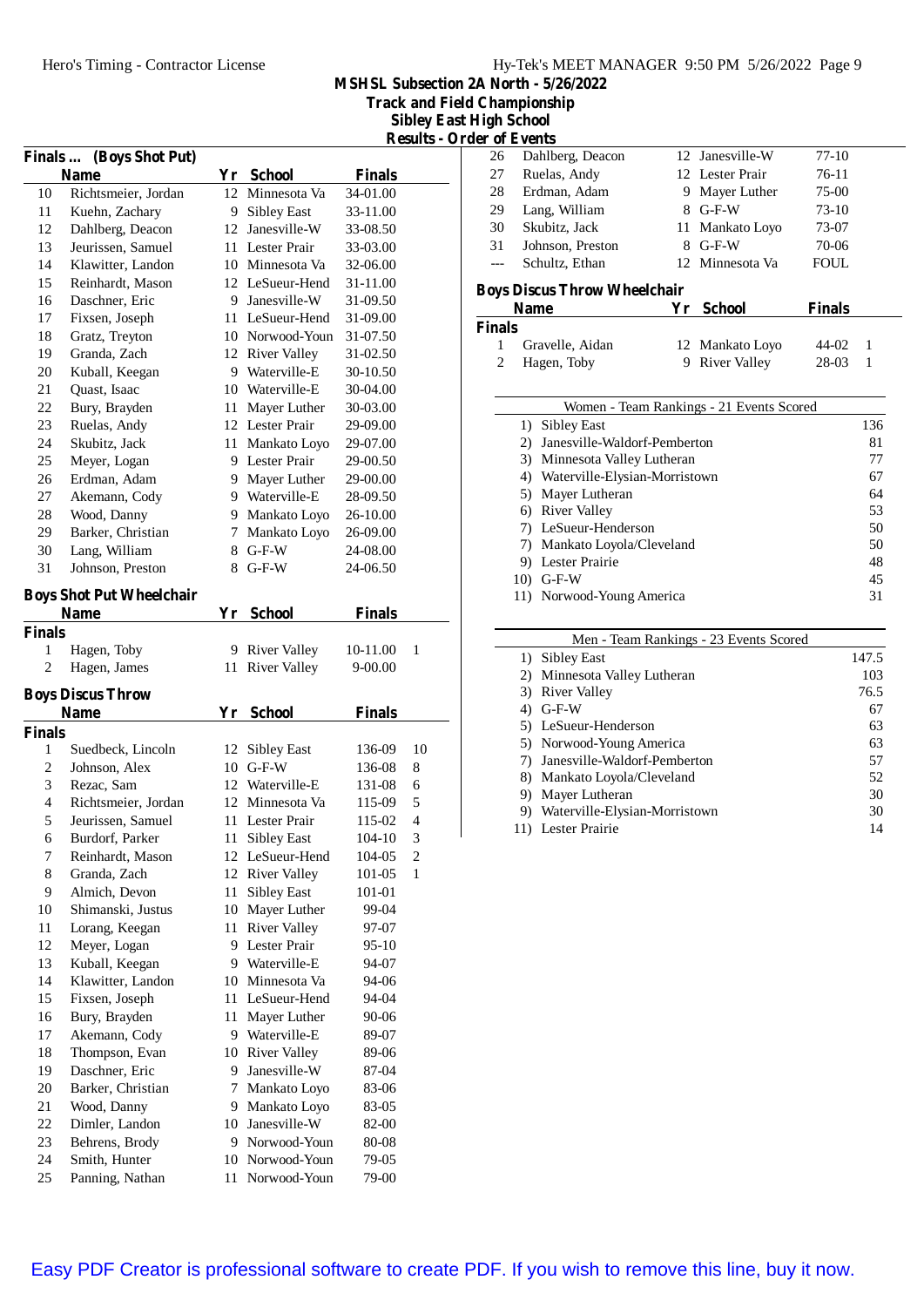**MSHSL Subsection 2A North - 5/26/2022**
**Track and Field Championship**
**Sibley East High School**
**Results - Order of Events**

### Finals ... (Boys Shot Put)

| | Name | Yr | School | Finals | |
|---|---|---|---|---|---|
| 10 | Richtsmeier, Jordan | 12 | Minnesota Va | 34-01.00 | |
| 11 | Kuehn, Zachary | 9 | Sibley East | 33-11.00 | |
| 12 | Dahlberg, Deacon | 12 | Janesville-W | 33-08.50 | |
| 13 | Jeurissen, Samuel | 11 | Lester Prair | 33-03.00 | |
| 14 | Klawitter, Landon | 10 | Minnesota Va | 32-06.00 | |
| 15 | Reinhardt, Mason | 12 | LeSueur-Hend | 31-11.00 | |
| 16 | Daschner, Eric | 9 | Janesville-W | 31-09.50 | |
| 17 | Fixsen, Joseph | 11 | LeSueur-Hend | 31-09.00 | |
| 18 | Gratz, Treyton | 10 | Norwood-Youn | 31-07.50 | |
| 19 | Granda, Zach | 12 | River Valley | 31-02.50 | |
| 20 | Kuball, Keegan | 9 | Waterville-E | 30-10.50 | |
| 21 | Quast, Isaac | 10 | Waterville-E | 30-04.00 | |
| 22 | Bury, Brayden | 11 | Mayer Luther | 30-03.00 | |
| 23 | Ruelas, Andy | 12 | Lester Prair | 29-09.00 | |
| 24 | Skubitz, Jack | 11 | Mankato Loyo | 29-07.00 | |
| 25 | Meyer, Logan | 9 | Lester Prair | 29-00.50 | |
| 26 | Erdman, Adam | 9 | Mayer Luther | 29-00.00 | |
| 27 | Akemann, Cody | 9 | Waterville-E | 28-09.50 | |
| 28 | Wood, Danny | 9 | Mankato Loyo | 26-10.00 | |
| 29 | Barker, Christian | 7 | Mankato Loyo | 26-09.00 | |
| 30 | Lang, William | 8 | G-F-W | 24-08.00 | |
| 31 | Johnson, Preston | 8 | G-F-W | 24-06.50 | |

### Boys Shot Put Wheelchair

**Finals**

| | Name | Yr | School | Finals | |
|---|---|---|---|---|---|
| 1 | Hagen, Toby | 9 | River Valley | 10-11.00 | 1 |
| 2 | Hagen, James | 11 | River Valley | 9-00.00 | |

### Boys Discus Throw

**Finals**

| | Name | Yr | School | Finals | |
|---|---|---|---|---|---|
| 1 | Suedbeck, Lincoln | 12 | Sibley East | 136-09 | 10 |
| 2 | Johnson, Alex | 10 | G-F-W | 136-08 | 8 |
| 3 | Rezac, Sam | 12 | Waterville-E | 131-08 | 6 |
| 4 | Richtsmeier, Jordan | 12 | Minnesota Va | 115-09 | 5 |
| 5 | Jeurissen, Samuel | 11 | Lester Prair | 115-02 | 4 |
| 6 | Burdorf, Parker | 11 | Sibley East | 104-10 | 3 |
| 7 | Reinhardt, Mason | 12 | LeSueur-Hend | 104-05 | 2 |
| 8 | Granda, Zach | 12 | River Valley | 101-05 | 1 |
| 9 | Almich, Devon | 11 | Sibley East | 101-01 | |
| 10 | Shimanski, Justus | 10 | Mayer Luther | 99-04 | |
| 11 | Lorang, Keegan | 11 | River Valley | 97-07 | |
| 12 | Meyer, Logan | 9 | Lester Prair | 95-10 | |
| 13 | Kuball, Keegan | 9 | Waterville-E | 94-07 | |
| 14 | Klawitter, Landon | 10 | Minnesota Va | 94-06 | |
| 15 | Fixsen, Joseph | 11 | LeSueur-Hend | 94-04 | |
| 16 | Bury, Brayden | 11 | Mayer Luther | 90-06 | |
| 17 | Akemann, Cody | 9 | Waterville-E | 89-07 | |
| 18 | Thompson, Evan | 10 | River Valley | 89-06 | |
| 19 | Daschner, Eric | 9 | Janesville-W | 87-04 | |
| 20 | Barker, Christian | 7 | Mankato Loyo | 83-06 | |
| 21 | Wood, Danny | 9 | Mankato Loyo | 83-05 | |
| 22 | Dimler, Landon | 10 | Janesville-W | 82-00 | |
| 23 | Behrens, Brody | 9 | Norwood-Youn | 80-08 | |
| 24 | Smith, Hunter | 10 | Norwood-Youn | 79-05 | |
| 25 | Panning, Nathan | 11 | Norwood-Youn | 79-00 | |
| 26 | Dahlberg, Deacon | 12 | Janesville-W | 77-10 | |
| 27 | Ruelas, Andy | 12 | Lester Prair | 76-11 | |
| 28 | Erdman, Adam | 9 | Mayer Luther | 75-00 | |
| 29 | Lang, William | 8 | G-F-W | 73-10 | |
| 30 | Skubitz, Jack | 11 | Mankato Loyo | 73-07 | |
| 31 | Johnson, Preston | 8 | G-F-W | 70-06 | |
| --- | Schultz, Ethan | 12 | Minnesota Va | FOUL | |

### Boys Discus Throw Wheelchair

**Finals**

| | Name | Yr | School | Finals | |
|---|---|---|---|---|---|
| 1 | Gravelle, Aidan | 12 | Mankato Loyo | 44-02 | 1 |
| 2 | Hagen, Toby | 9 | River Valley | 28-03 | 1 |

### Women - Team Rankings - 21 Events Scored

| | | |
|---|---|---|
| 1) | Sibley East | 136 |
| 2) | Janesville-Waldorf-Pemberton | 81 |
| 3) | Minnesota Valley Lutheran | 77 |
| 4) | Waterville-Elysian-Morristown | 67 |
| 5) | Mayer Lutheran | 64 |
| 6) | River Valley | 53 |
| 7) | LeSueur-Henderson | 50 |
| 7) | Mankato Loyola/Cleveland | 50 |
| 9) | Lester Prairie | 48 |
| 10) | G-F-W | 45 |
| 11) | Norwood-Young America | 31 |

### Men - Team Rankings - 23 Events Scored

| | | |
|---|---|---|
| 1) | Sibley East | 147.5 |
| 2) | Minnesota Valley Lutheran | 103 |
| 3) | River Valley | 76.5 |
| 4) | G-F-W | 67 |
| 5) | LeSueur-Henderson | 63 |
| 5) | Norwood-Young America | 63 |
| 7) | Janesville-Waldorf-Pemberton | 57 |
| 8) | Mankato Loyola/Cleveland | 52 |
| 9) | Mayer Lutheran | 30 |
| 9) | Waterville-Elysian-Morristown | 30 |
| 11) | Lester Prairie | 14 |